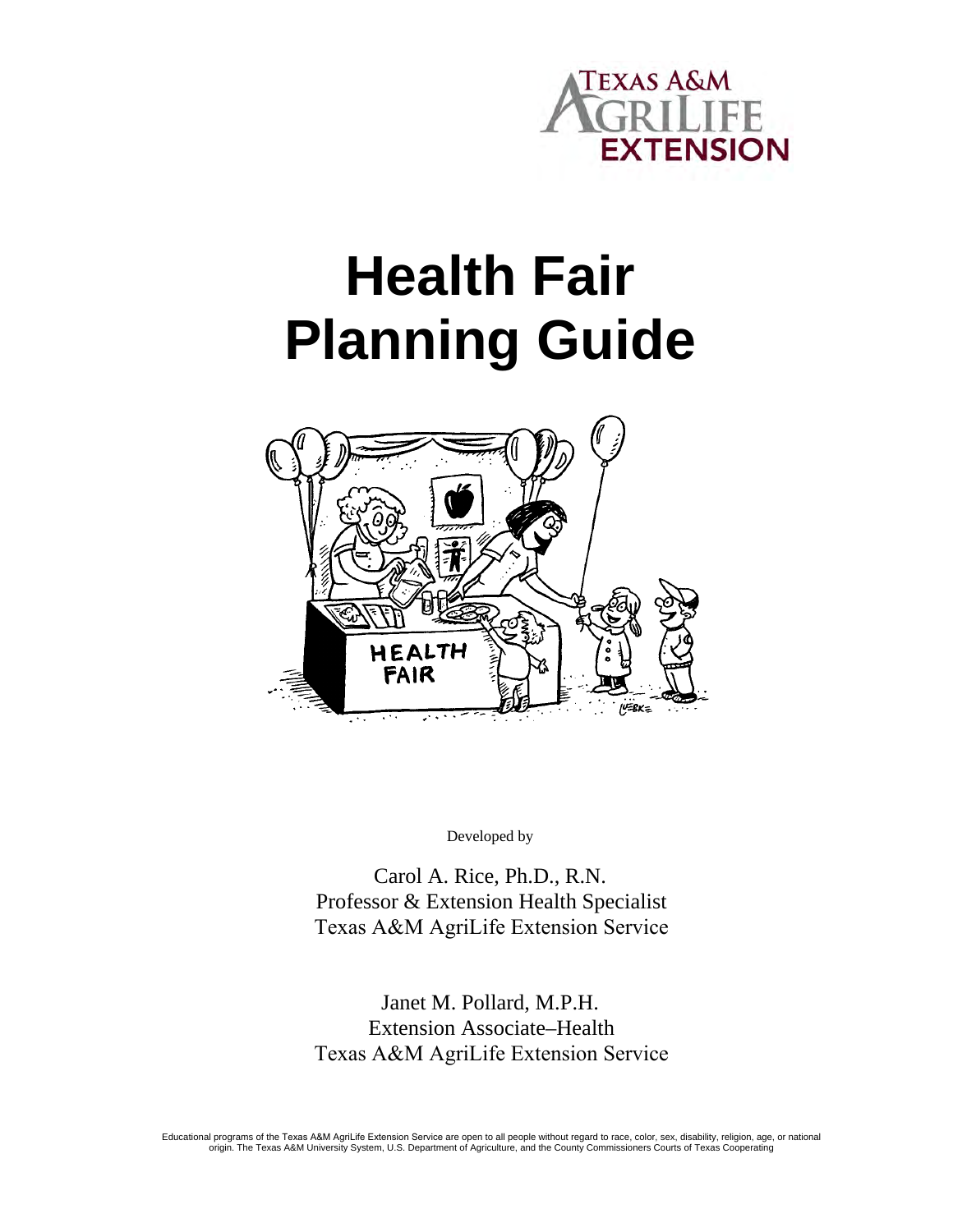# Health Fair Planning Guide

Developed by

Carol A. Rice, Ph.D., R.N.
Professor & Extension Health Specialist
Texas A&M AgriLife Extension Service

Janet M. Pollard, M.P.H.
Extension Associate–Health
Texas A&M AgriLife Extension Service

Educational programs of the Texas A&M AgriLife Extension Service are open to all people without regard to race, color, sex, disability, religion, age, or national origin. The Texas A&M University System, U.S. Department of Agriculture, and the County Commissioners Courts of Texas Cooperating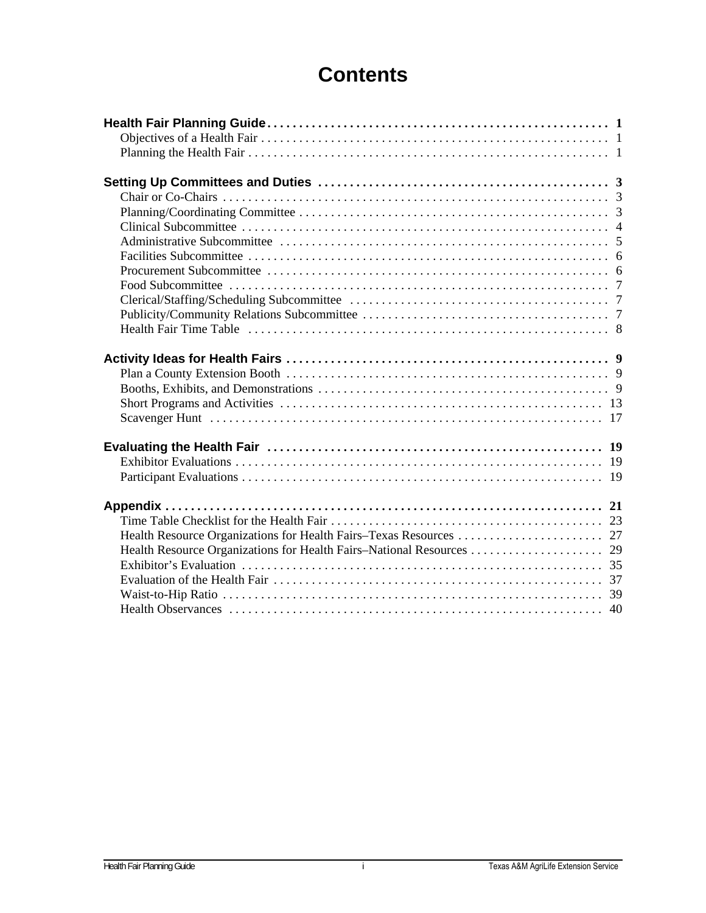# Contents

**Health Fair Planning Guide** . . . . . . . . . . 1
- Objectives of a Health Fair . . . . . . . . . . 1
- Planning the Health Fair . . . . . . . . . . 1

**Setting Up Committees and Duties** . . . . . . . . . . 3
- Chair or Co-Chairs . . . . . . . . . . 3
- Planning/Coordinating Committee . . . . . . . . . . 3
- Clinical Subcommittee . . . . . . . . . . 4
- Administrative Subcommittee . . . . . . . . . . 5
- Facilities Subcommittee . . . . . . . . . . 6
- Procurement Subcommittee . . . . . . . . . . 6
- Food Subcommittee . . . . . . . . . . 7
- Clerical/Staffing/Scheduling Subcommittee . . . . . . . . . . 7
- Publicity/Community Relations Subcommittee . . . . . . . . . . 7
- Health Fair Time Table . . . . . . . . . . 8

**Activity Ideas for Health Fairs** . . . . . . . . . . 9
- Plan a County Extension Booth . . . . . . . . . . 9
- Booths, Exhibits, and Demonstrations . . . . . . . . . . 9
- Short Programs and Activities . . . . . . . . . . 13
- Scavenger Hunt . . . . . . . . . . 17

**Evaluating the Health Fair** . . . . . . . . . . 19
- Exhibitor Evaluations . . . . . . . . . . 19
- Participant Evaluations . . . . . . . . . . 19

**Appendix** . . . . . . . . . . 21
- Time Table Checklist for the Health Fair . . . . . . . . . . 23
- Health Resource Organizations for Health Fairs–Texas Resources . . . . . . . . . . 27
- Health Resource Organizations for Health Fairs–National Resources . . . . . . . . . . 29
- Exhibitor's Evaluation . . . . . . . . . . 35
- Evaluation of the Health Fair . . . . . . . . . . 37
- Waist-to-Hip Ratio . . . . . . . . . . 39
- Health Observances . . . . . . . . . . 40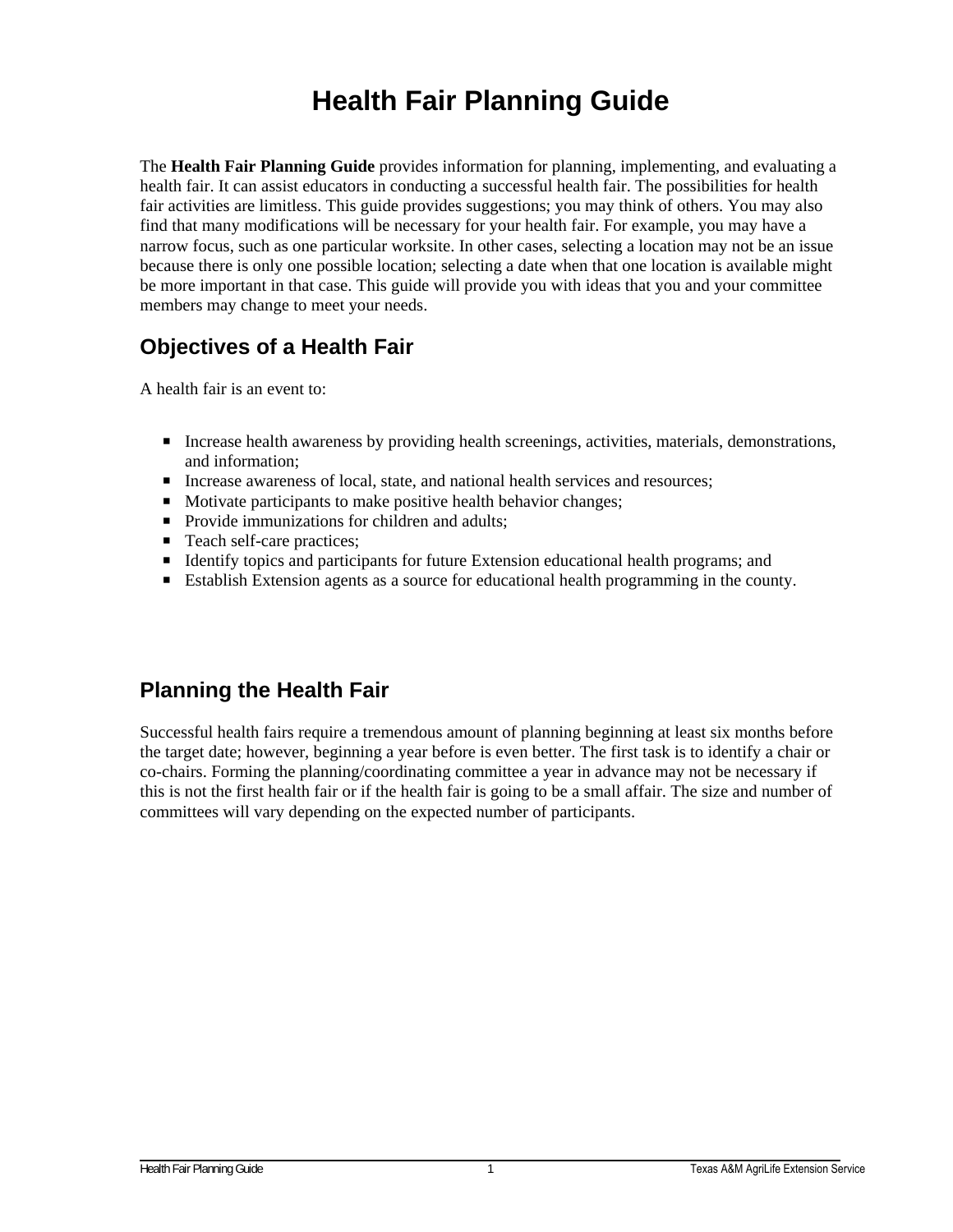# Health Fair Planning Guide

The **Health Fair Planning Guide** provides information for planning, implementing, and evaluating a health fair. It can assist educators in conducting a successful health fair. The possibilities for health fair activities are limitless. This guide provides suggestions; you may think of others. You may also find that many modifications will be necessary for your health fair. For example, you may have a narrow focus, such as one particular worksite. In other cases, selecting a location may not be an issue because there is only one possible location; selecting a date when that one location is available might be more important in that case. This guide will provide you with ideas that you and your committee members may change to meet your needs.

## Objectives of a Health Fair

A health fair is an event to:

- Increase health awareness by providing health screenings, activities, materials, demonstrations, and information;
- Increase awareness of local, state, and national health services and resources;
- Motivate participants to make positive health behavior changes;
- Provide immunizations for children and adults;
- Teach self-care practices;
- Identify topics and participants for future Extension educational health programs; and
- Establish Extension agents as a source for educational health programming in the county.

## Planning the Health Fair

Successful health fairs require a tremendous amount of planning beginning at least six months before the target date; however, beginning a year before is even better. The first task is to identify a chair or co-chairs. Forming the planning/coordinating committee a year in advance may not be necessary if this is not the first health fair or if the health fair is going to be a small affair. The size and number of committees will vary depending on the expected number of participants.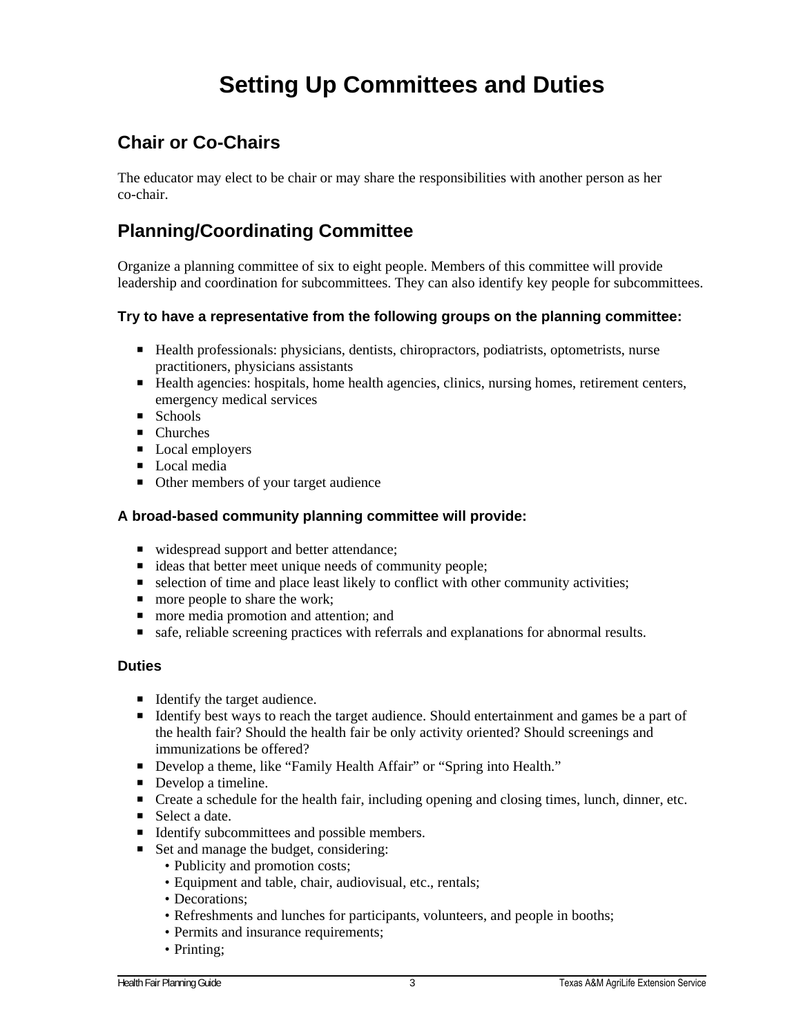# Setting Up Committees and Duties

## Chair or Co-Chairs

The educator may elect to be chair or may share the responsibilities with another person as her co-chair.

## Planning/Coordinating Committee

Organize a planning committee of six to eight people. Members of this committee will provide leadership and coordination for subcommittees. They can also identify key people for subcommittees.

**Try to have a representative from the following groups on the planning committee:**

- Health professionals: physicians, dentists, chiropractors, podiatrists, optometrists, nurse practitioners, physicians assistants
- Health agencies: hospitals, home health agencies, clinics, nursing homes, retirement centers, emergency medical services
- Schools
- Churches
- Local employers
- Local media
- Other members of your target audience

**A broad-based community planning committee will provide:**

- widespread support and better attendance;
- ideas that better meet unique needs of community people;
- selection of time and place least likely to conflict with other community activities;
- more people to share the work;
- more media promotion and attention; and
- safe, reliable screening practices with referrals and explanations for abnormal results.

**Duties**

- Identify the target audience.
- Identify best ways to reach the target audience. Should entertainment and games be a part of the health fair? Should the health fair be only activity oriented? Should screenings and immunizations be offered?
- Develop a theme, like "Family Health Affair" or "Spring into Health."
- Develop a timeline.
- Create a schedule for the health fair, including opening and closing times, lunch, dinner, etc.
- Select a date.
- Identify subcommittees and possible members.
- Set and manage the budget, considering:
  - Publicity and promotion costs;
  - Equipment and table, chair, audiovisual, etc., rentals;
  - Decorations;
  - Refreshments and lunches for participants, volunteers, and people in booths;
  - Permits and insurance requirements;
  - Printing;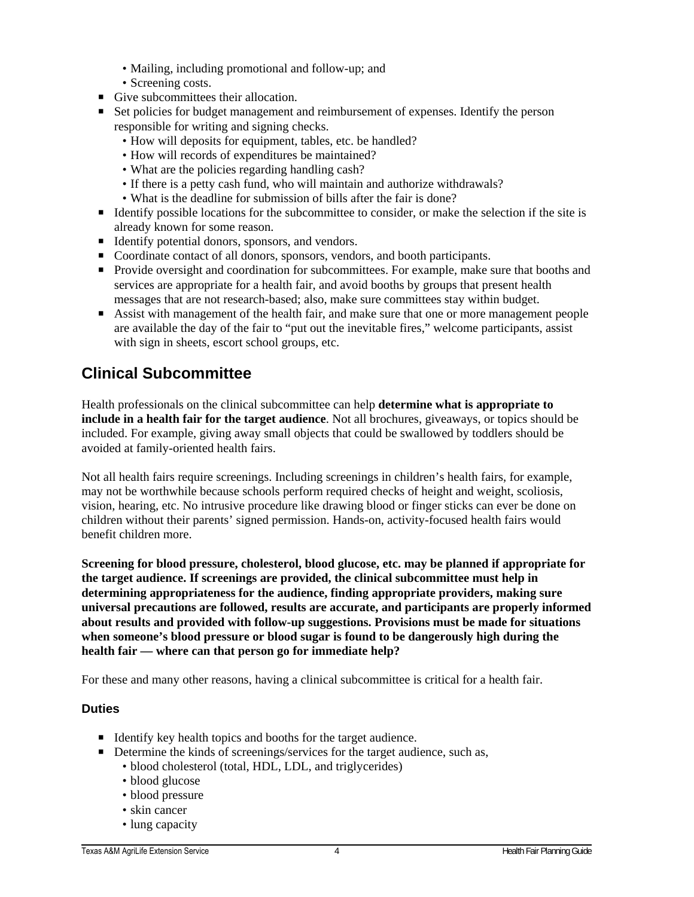- Mailing, including promotional and follow-up; and
  - Screening costs.
- Give subcommittees their allocation.
- Set policies for budget management and reimbursement of expenses. Identify the person responsible for writing and signing checks.
  - How will deposits for equipment, tables, etc. be handled?
  - How will records of expenditures be maintained?
  - What are the policies regarding handling cash?
  - If there is a petty cash fund, who will maintain and authorize withdrawals?
  - What is the deadline for submission of bills after the fair is done?
- Identify possible locations for the subcommittee to consider, or make the selection if the site is already known for some reason.
- Identify potential donors, sponsors, and vendors.
- Coordinate contact of all donors, sponsors, vendors, and booth participants.
- Provide oversight and coordination for subcommittees. For example, make sure that booths and services are appropriate for a health fair, and avoid booths by groups that present health messages that are not research-based; also, make sure committees stay within budget.
- Assist with management of the health fair, and make sure that one or more management people are available the day of the fair to "put out the inevitable fires," welcome participants, assist with sign in sheets, escort school groups, etc.

## Clinical Subcommittee

Health professionals on the clinical subcommittee can help **determine what is appropriate to include in a health fair for the target audience**. Not all brochures, giveaways, or topics should be included. For example, giving away small objects that could be swallowed by toddlers should be avoided at family-oriented health fairs.

Not all health fairs require screenings. Including screenings in children's health fairs, for example, may not be worthwhile because schools perform required checks of height and weight, scoliosis, vision, hearing, etc. No intrusive procedure like drawing blood or finger sticks can ever be done on children without their parents' signed permission. Hands-on, activity-focused health fairs would benefit children more.

**Screening for blood pressure, cholesterol, blood glucose, etc. may be planned if appropriate for the target audience. If screenings are provided, the clinical subcommittee must help in determining appropriateness for the audience, finding appropriate providers, making sure universal precautions are followed, results are accurate, and participants are properly informed about results and provided with follow-up suggestions. Provisions must be made for situations when someone's blood pressure or blood sugar is found to be dangerously high during the health fair — where can that person go for immediate help?**

For these and many other reasons, having a clinical subcommittee is critical for a health fair.

### Duties

- Identify key health topics and booths for the target audience.
- Determine the kinds of screenings/services for the target audience, such as,
  - blood cholesterol (total, HDL, LDL, and triglycerides)
  - blood glucose
  - blood pressure
  - skin cancer
  - lung capacity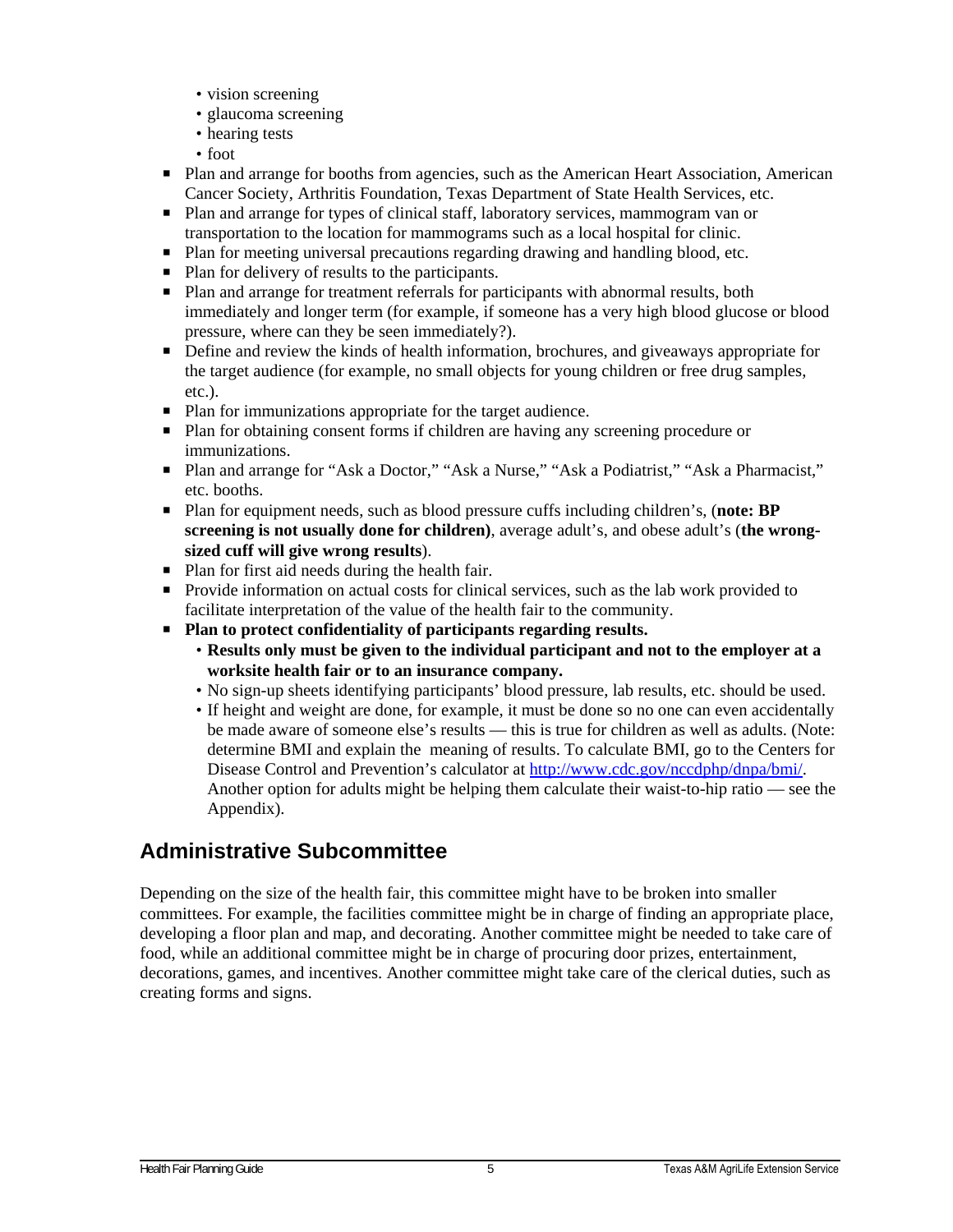- vision screening
  - glaucoma screening
  - hearing tests
  - foot
- Plan and arrange for booths from agencies, such as the American Heart Association, American Cancer Society, Arthritis Foundation, Texas Department of State Health Services, etc.
- Plan and arrange for types of clinical staff, laboratory services, mammogram van or transportation to the location for mammograms such as a local hospital for clinic.
- Plan for meeting universal precautions regarding drawing and handling blood, etc.
- Plan for delivery of results to the participants.
- Plan and arrange for treatment referrals for participants with abnormal results, both immediately and longer term (for example, if someone has a very high blood glucose or blood pressure, where can they be seen immediately?).
- Define and review the kinds of health information, brochures, and giveaways appropriate for the target audience (for example, no small objects for young children or free drug samples, etc.).
- Plan for immunizations appropriate for the target audience.
- Plan for obtaining consent forms if children are having any screening procedure or immunizations.
- Plan and arrange for "Ask a Doctor," "Ask a Nurse," "Ask a Podiatrist," "Ask a Pharmacist," etc. booths.
- Plan for equipment needs, such as blood pressure cuffs including children's, (**note: BP screening is not usually done for children)**, average adult's, and obese adult's (**the wrong-sized cuff will give wrong results**).
- Plan for first aid needs during the health fair.
- Provide information on actual costs for clinical services, such as the lab work provided to facilitate interpretation of the value of the health fair to the community.
- **Plan to protect confidentiality of participants regarding results.**
  - **Results only must be given to the individual participant and not to the employer at a worksite health fair or to an insurance company.**
  - No sign-up sheets identifying participants' blood pressure, lab results, etc. should be used.
  - If height and weight are done, for example, it must be done so no one can even accidentally be made aware of someone else's results — this is true for children as well as adults. (Note: determine BMI and explain the meaning of results. To calculate BMI, go to the Centers for Disease Control and Prevention's calculator at http://www.cdc.gov/nccdphp/dnpa/bmi/. Another option for adults might be helping them calculate their waist-to-hip ratio — see the Appendix).

## Administrative Subcommittee

Depending on the size of the health fair, this committee might have to be broken into smaller committees. For example, the facilities committee might be in charge of finding an appropriate place, developing a floor plan and map, and decorating. Another committee might be needed to take care of food, while an additional committee might be in charge of procuring door prizes, entertainment, decorations, games, and incentives. Another committee might take care of the clerical duties, such as creating forms and signs.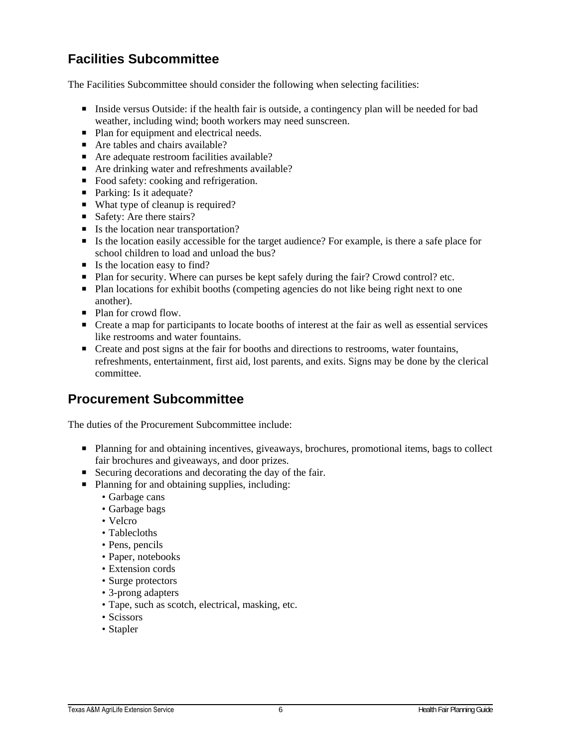## Facilities Subcommittee

The Facilities Subcommittee should consider the following when selecting facilities:

- Inside versus Outside: if the health fair is outside, a contingency plan will be needed for bad weather, including wind; booth workers may need sunscreen.
- Plan for equipment and electrical needs.
- Are tables and chairs available?
- Are adequate restroom facilities available?
- Are drinking water and refreshments available?
- Food safety: cooking and refrigeration.
- Parking: Is it adequate?
- What type of cleanup is required?
- Safety: Are there stairs?
- Is the location near transportation?
- Is the location easily accessible for the target audience? For example, is there a safe place for school children to load and unload the bus?
- Is the location easy to find?
- Plan for security. Where can purses be kept safely during the fair? Crowd control? etc.
- Plan locations for exhibit booths (competing agencies do not like being right next to one another).
- Plan for crowd flow.
- Create a map for participants to locate booths of interest at the fair as well as essential services like restrooms and water fountains.
- Create and post signs at the fair for booths and directions to restrooms, water fountains, refreshments, entertainment, first aid, lost parents, and exits. Signs may be done by the clerical committee.

## Procurement Subcommittee

The duties of the Procurement Subcommittee include:

- Planning for and obtaining incentives, giveaways, brochures, promotional items, bags to collect fair brochures and giveaways, and door prizes.
- Securing decorations and decorating the day of the fair.
- Planning for and obtaining supplies, including:
  - Garbage cans
  - Garbage bags
  - Velcro
  - Tablecloths
  - Pens, pencils
  - Paper, notebooks
  - Extension cords
  - Surge protectors
  - 3-prong adapters
  - Tape, such as scotch, electrical, masking, etc.
  - Scissors
  - Stapler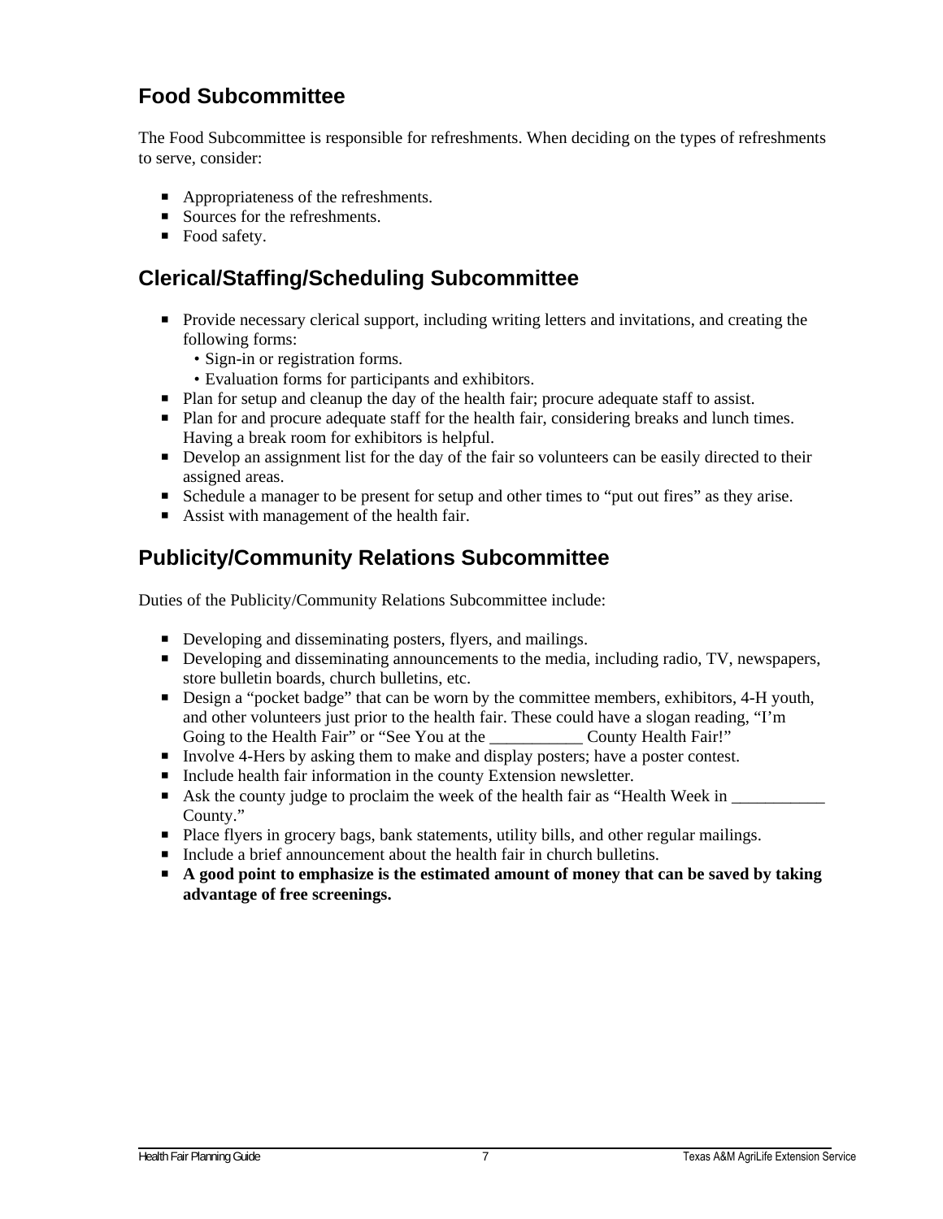## Food Subcommittee

The Food Subcommittee is responsible for refreshments. When deciding on the types of refreshments to serve, consider:

- Appropriateness of the refreshments.
- Sources for the refreshments.
- Food safety.

## Clerical/Staffing/Scheduling Subcommittee

- Provide necessary clerical support, including writing letters and invitations, and creating the following forms:
  - Sign-in or registration forms.
  - Evaluation forms for participants and exhibitors.
- Plan for setup and cleanup the day of the health fair; procure adequate staff to assist.
- Plan for and procure adequate staff for the health fair, considering breaks and lunch times. Having a break room for exhibitors is helpful.
- Develop an assignment list for the day of the fair so volunteers can be easily directed to their assigned areas.
- Schedule a manager to be present for setup and other times to "put out fires" as they arise.
- Assist with management of the health fair.

## Publicity/Community Relations Subcommittee

Duties of the Publicity/Community Relations Subcommittee include:

- Developing and disseminating posters, flyers, and mailings.
- Developing and disseminating announcements to the media, including radio, TV, newspapers, store bulletin boards, church bulletins, etc.
- Design a "pocket badge" that can be worn by the committee members, exhibitors, 4-H youth, and other volunteers just prior to the health fair. These could have a slogan reading, "I'm Going to the Health Fair" or "See You at the ___________ County Health Fair!"
- Involve 4-Hers by asking them to make and display posters; have a poster contest.
- Include health fair information in the county Extension newsletter.
- Ask the county judge to proclaim the week of the health fair as "Health Week in ___________ County."
- Place flyers in grocery bags, bank statements, utility bills, and other regular mailings.
- Include a brief announcement about the health fair in church bulletins.
- **A good point to emphasize is the estimated amount of money that can be saved by taking advantage of free screenings.**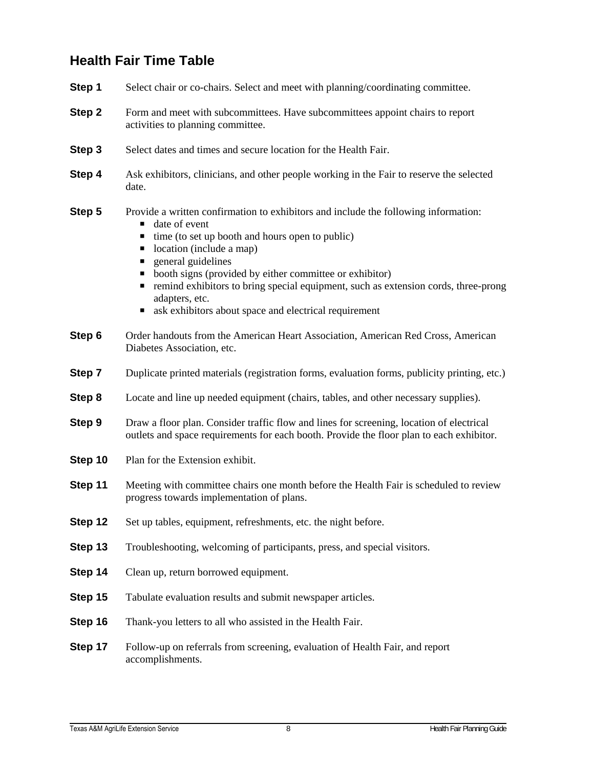## Health Fair Time Table

**Step 1** Select chair or co-chairs. Select and meet with planning/coordinating committee.

**Step 2** Form and meet with subcommittees. Have subcommittees appoint chairs to report activities to planning committee.

**Step 3** Select dates and times and secure location for the Health Fair.

**Step 4** Ask exhibitors, clinicians, and other people working in the Fair to reserve the selected date.

**Step 5** Provide a written confirmation to exhibitors and include the following information:

- date of event
- time (to set up booth and hours open to public)
- location (include a map)
- general guidelines
- booth signs (provided by either committee or exhibitor)
- remind exhibitors to bring special equipment, such as extension cords, three-prong adapters, etc.
- ask exhibitors about space and electrical requirement

**Step 6** Order handouts from the American Heart Association, American Red Cross, American Diabetes Association, etc.

**Step 7** Duplicate printed materials (registration forms, evaluation forms, publicity printing, etc.)

**Step 8** Locate and line up needed equipment (chairs, tables, and other necessary supplies).

**Step 9** Draw a floor plan. Consider traffic flow and lines for screening, location of electrical outlets and space requirements for each booth. Provide the floor plan to each exhibitor.

**Step 10** Plan for the Extension exhibit.

**Step 11** Meeting with committee chairs one month before the Health Fair is scheduled to review progress towards implementation of plans.

**Step 12** Set up tables, equipment, refreshments, etc. the night before.

**Step 13** Troubleshooting, welcoming of participants, press, and special visitors.

**Step 14** Clean up, return borrowed equipment.

**Step 15** Tabulate evaluation results and submit newspaper articles.

**Step 16** Thank-you letters to all who assisted in the Health Fair.

**Step 17** Follow-up on referrals from screening, evaluation of Health Fair, and report accomplishments.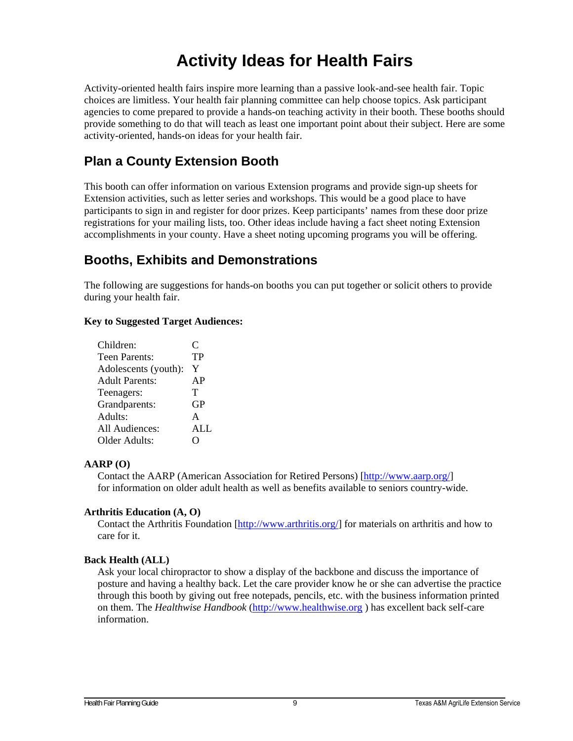# Activity Ideas for Health Fairs

Activity-oriented health fairs inspire more learning than a passive look-and-see health fair. Topic choices are limitless. Your health fair planning committee can help choose topics. Ask participant agencies to come prepared to provide a hands-on teaching activity in their booth. These booths should provide something to do that will teach as least one important point about their subject. Here are some activity-oriented, hands-on ideas for your health fair.

## Plan a County Extension Booth

This booth can offer information on various Extension programs and provide sign-up sheets for Extension activities, such as letter series and workshops. This would be a good place to have participants to sign in and register for door prizes. Keep participants' names from these door prize registrations for your mailing lists, too. Other ideas include having a fact sheet noting Extension accomplishments in your county. Have a sheet noting upcoming programs you will be offering.

## Booths, Exhibits and Demonstrations

The following are suggestions for hands-on booths you can put together or solicit others to provide during your health fair.

**Key to Suggested Target Audiences:**

| | |
|---|---|
| Children: | C |
| Teen Parents: | TP |
| Adolescents (youth): | Y |
| Adult Parents: | AP |
| Teenagers: | T |
| Grandparents: | GP |
| Adults: | A |
| All Audiences: | ALL |
| Older Adults: | O |

**AARP (O)**

Contact the AARP (American Association for Retired Persons) [http://www.aarp.org/] for information on older adult health as well as benefits available to seniors country-wide.

**Arthritis Education (A, O)**

Contact the Arthritis Foundation [http://www.arthritis.org/] for materials on arthritis and how to care for it.

**Back Health (ALL)**

Ask your local chiropractor to show a display of the backbone and discuss the importance of posture and having a healthy back. Let the care provider know he or she can advertise the practice through this booth by giving out free notepads, pencils, etc. with the business information printed on them. The *Healthwise Handbook* (http://www.healthwise.org ) has excellent back self-care information.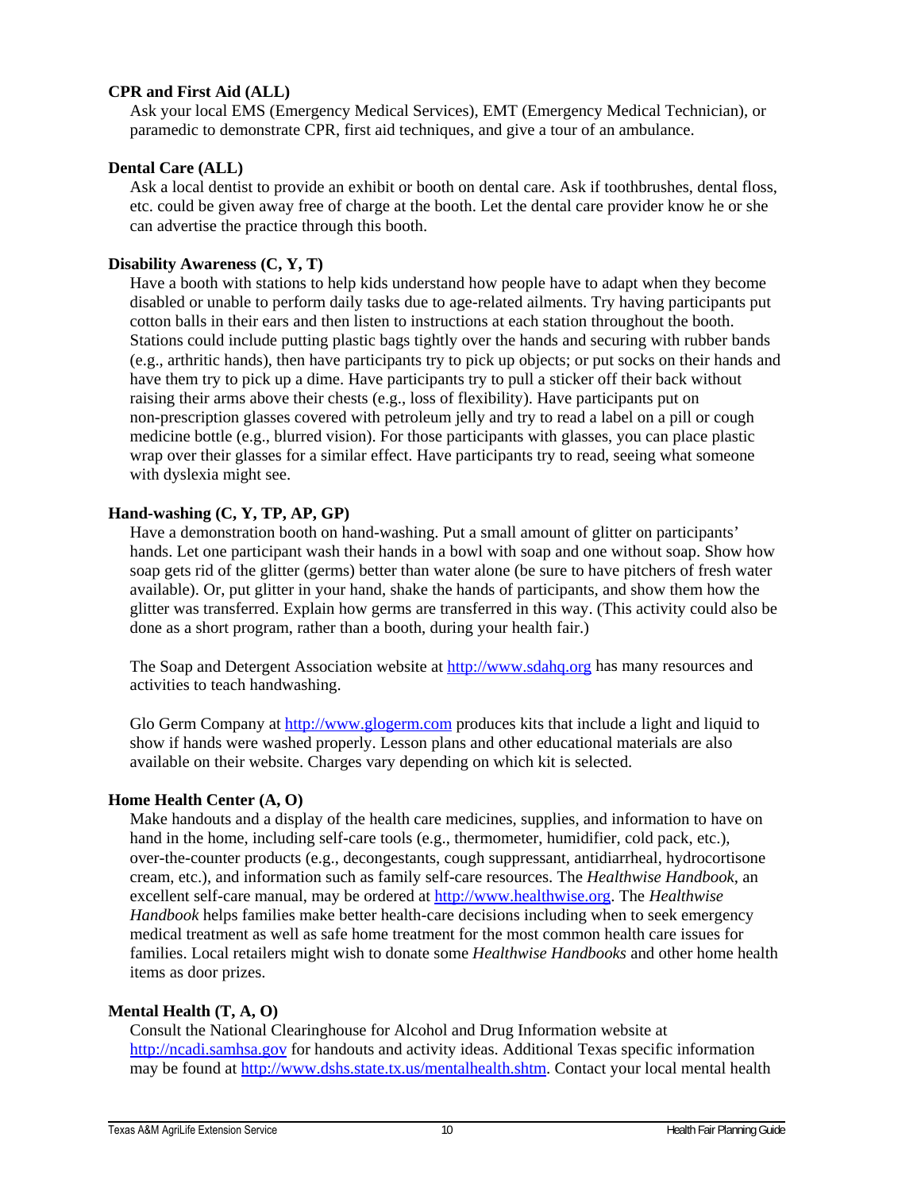**CPR and First Aid (ALL)**

Ask your local EMS (Emergency Medical Services), EMT (Emergency Medical Technician), or paramedic to demonstrate CPR, first aid techniques, and give a tour of an ambulance.

**Dental Care (ALL)**

Ask a local dentist to provide an exhibit or booth on dental care. Ask if toothbrushes, dental floss, etc. could be given away free of charge at the booth. Let the dental care provider know he or she can advertise the practice through this booth.

**Disability Awareness (C, Y, T)**

Have a booth with stations to help kids understand how people have to adapt when they become disabled or unable to perform daily tasks due to age-related ailments. Try having participants put cotton balls in their ears and then listen to instructions at each station throughout the booth. Stations could include putting plastic bags tightly over the hands and securing with rubber bands (e.g., arthritic hands), then have participants try to pick up objects; or put socks on their hands and have them try to pick up a dime. Have participants try to pull a sticker off their back without raising their arms above their chests (e.g., loss of flexibility). Have participants put on non-prescription glasses covered with petroleum jelly and try to read a label on a pill or cough medicine bottle (e.g., blurred vision). For those participants with glasses, you can place plastic wrap over their glasses for a similar effect. Have participants try to read, seeing what someone with dyslexia might see.

**Hand-washing (C, Y, TP, AP, GP)**

Have a demonstration booth on hand-washing. Put a small amount of glitter on participants' hands. Let one participant wash their hands in a bowl with soap and one without soap. Show how soap gets rid of the glitter (germs) better than water alone (be sure to have pitchers of fresh water available). Or, put glitter in your hand, shake the hands of participants, and show them how the glitter was transferred. Explain how germs are transferred in this way. (This activity could also be done as a short program, rather than a booth, during your health fair.)

The Soap and Detergent Association website at http://www.sdahq.org has many resources and activities to teach handwashing.

Glo Germ Company at http://www.glogerm.com produces kits that include a light and liquid to show if hands were washed properly. Lesson plans and other educational materials are also available on their website. Charges vary depending on which kit is selected.

**Home Health Center (A, O)**

Make handouts and a display of the health care medicines, supplies, and information to have on hand in the home, including self-care tools (e.g., thermometer, humidifier, cold pack, etc.), over-the-counter products (e.g., decongestants, cough suppressant, antidiarrheal, hydrocortisone cream, etc.), and information such as family self-care resources. The *Healthwise Handbook*, an excellent self-care manual, may be ordered at http://www.healthwise.org. The *Healthwise Handbook* helps families make better health-care decisions including when to seek emergency medical treatment as well as safe home treatment for the most common health care issues for families. Local retailers might wish to donate some *Healthwise Handbooks* and other home health items as door prizes.

**Mental Health (T, A, O)**

Consult the National Clearinghouse for Alcohol and Drug Information website at http://ncadi.samhsa.gov for handouts and activity ideas. Additional Texas specific information may be found at http://www.dshs.state.tx.us/mentalhealth.shtm. Contact your local mental health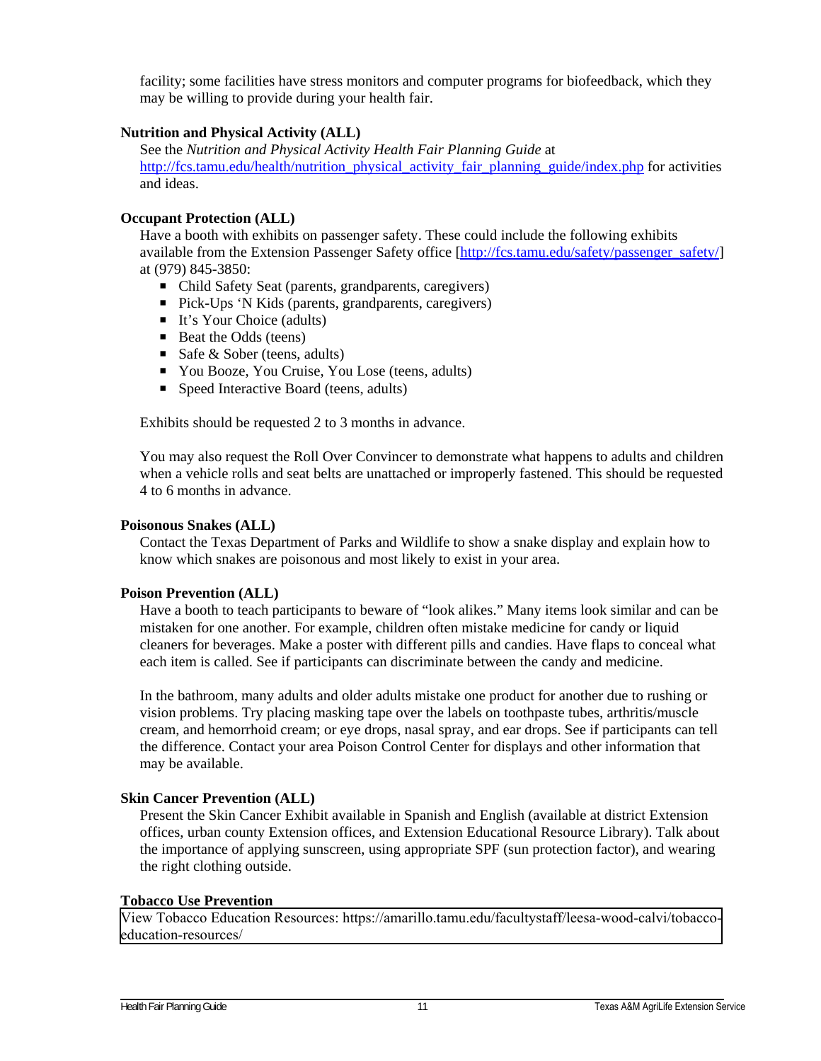facility; some facilities have stress monitors and computer programs for biofeedback, which they may be willing to provide during your health fair.

**Nutrition and Physical Activity (ALL)**

See the *Nutrition and Physical Activity Health Fair Planning Guide* at http://fcs.tamu.edu/health/nutrition_physical_activity_fair_planning_guide/index.php for activities and ideas.

**Occupant Protection (ALL)**

Have a booth with exhibits on passenger safety. These could include the following exhibits available from the Extension Passenger Safety office [http://fcs.tamu.edu/safety/passenger_safety/] at (979) 845-3850:

- Child Safety Seat (parents, grandparents, caregivers)
- Pick-Ups 'N Kids (parents, grandparents, caregivers)
- It's Your Choice (adults)
- Beat the Odds (teens)
- Safe & Sober (teens, adults)
- You Booze, You Cruise, You Lose (teens, adults)
- Speed Interactive Board (teens, adults)

Exhibits should be requested 2 to 3 months in advance.

You may also request the Roll Over Convincer to demonstrate what happens to adults and children when a vehicle rolls and seat belts are unattached or improperly fastened. This should be requested 4 to 6 months in advance.

**Poisonous Snakes (ALL)**

Contact the Texas Department of Parks and Wildlife to show a snake display and explain how to know which snakes are poisonous and most likely to exist in your area.

**Poison Prevention (ALL)**

Have a booth to teach participants to beware of "look alikes." Many items look similar and can be mistaken for one another. For example, children often mistake medicine for candy or liquid cleaners for beverages. Make a poster with different pills and candies. Have flaps to conceal what each item is called. See if participants can discriminate between the candy and medicine.

In the bathroom, many adults and older adults mistake one product for another due to rushing or vision problems. Try placing masking tape over the labels on toothpaste tubes, arthritis/muscle cream, and hemorrhoid cream; or eye drops, nasal spray, and ear drops. See if participants can tell the difference. Contact your area Poison Control Center for displays and other information that may be available.

**Skin Cancer Prevention (ALL)**

Present the Skin Cancer Exhibit available in Spanish and English (available at district Extension offices, urban county Extension offices, and Extension Educational Resource Library). Talk about the importance of applying sunscreen, using appropriate SPF (sun protection factor), and wearing the right clothing outside.

**Tobacco Use Prevention**

View Tobacco Education Resources: https://amarillo.tamu.edu/facultystaff/leesa-wood-calvi/tobacco-education-resources/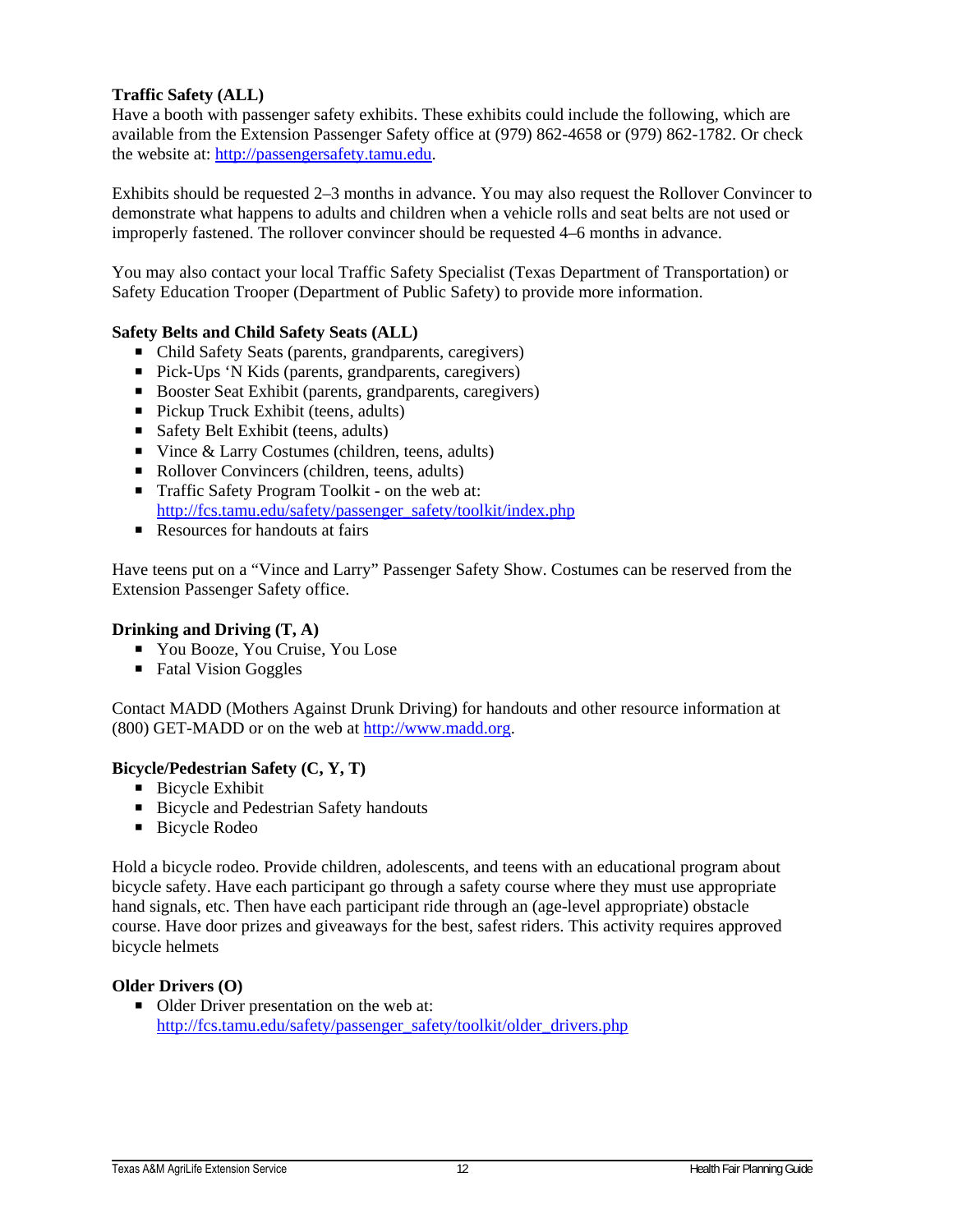**Traffic Safety (ALL)**

Have a booth with passenger safety exhibits. These exhibits could include the following, which are available from the Extension Passenger Safety office at (979) 862-4658 or (979) 862-1782. Or check the website at: http://passengersafety.tamu.edu.

Exhibits should be requested 2–3 months in advance. You may also request the Rollover Convincer to demonstrate what happens to adults and children when a vehicle rolls and seat belts are not used or improperly fastened. The rollover convincer should be requested 4–6 months in advance.

You may also contact your local Traffic Safety Specialist (Texas Department of Transportation) or Safety Education Trooper (Department of Public Safety) to provide more information.

**Safety Belts and Child Safety Seats (ALL)**

- Child Safety Seats (parents, grandparents, caregivers)
- Pick-Ups 'N Kids (parents, grandparents, caregivers)
- Booster Seat Exhibit (parents, grandparents, caregivers)
- Pickup Truck Exhibit (teens, adults)
- Safety Belt Exhibit (teens, adults)
- Vince & Larry Costumes (children, teens, adults)
- Rollover Convincers (children, teens, adults)
- Traffic Safety Program Toolkit - on the web at: http://fcs.tamu.edu/safety/passenger_safety/toolkit/index.php
- Resources for handouts at fairs

Have teens put on a "Vince and Larry" Passenger Safety Show. Costumes can be reserved from the Extension Passenger Safety office.

**Drinking and Driving (T, A)**

- You Booze, You Cruise, You Lose
- Fatal Vision Goggles

Contact MADD (Mothers Against Drunk Driving) for handouts and other resource information at (800) GET-MADD or on the web at http://www.madd.org.

**Bicycle/Pedestrian Safety (C, Y, T)**

- Bicycle Exhibit
- Bicycle and Pedestrian Safety handouts
- Bicycle Rodeo

Hold a bicycle rodeo. Provide children, adolescents, and teens with an educational program about bicycle safety. Have each participant go through a safety course where they must use appropriate hand signals, etc. Then have each participant ride through an (age-level appropriate) obstacle course. Have door prizes and giveaways for the best, safest riders. This activity requires approved bicycle helmets

**Older Drivers (O)**

- Older Driver presentation on the web at: http://fcs.tamu.edu/safety/passenger_safety/toolkit/older_drivers.php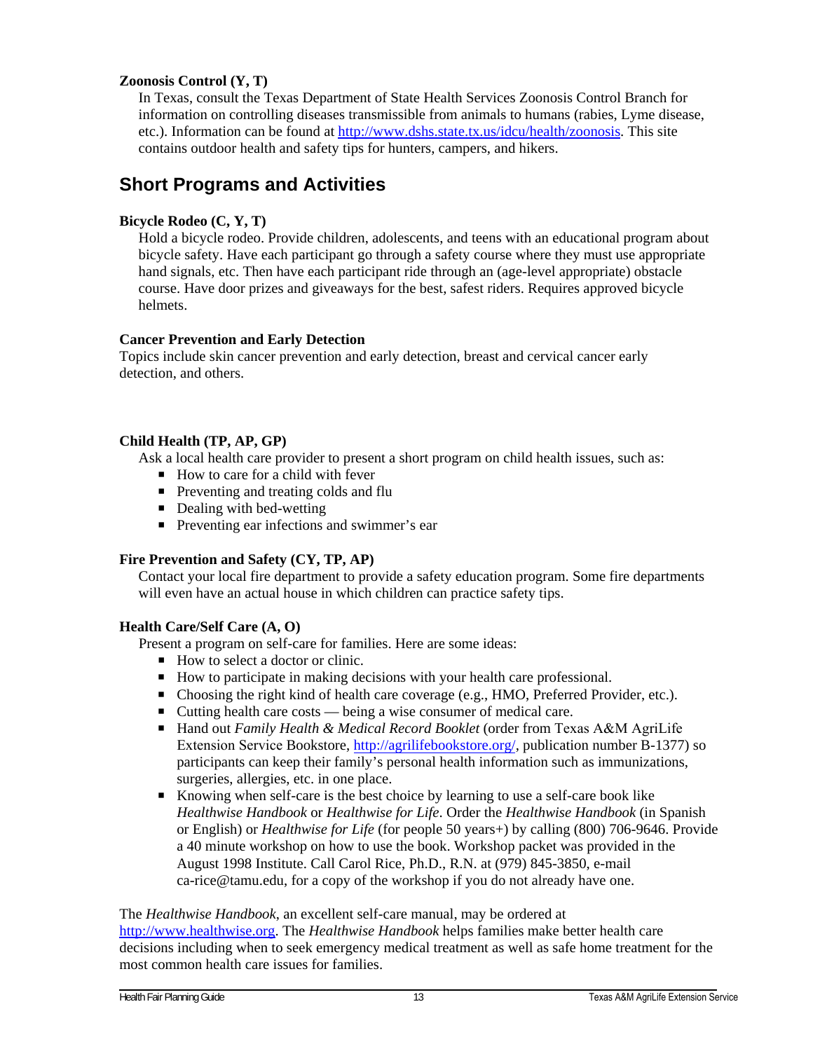**Zoonosis Control (Y, T)**

In Texas, consult the Texas Department of State Health Services Zoonosis Control Branch for information on controlling diseases transmissible from animals to humans (rabies, Lyme disease, etc.). Information can be found at http://www.dshs.state.tx.us/idcu/health/zoonosis. This site contains outdoor health and safety tips for hunters, campers, and hikers.

## Short Programs and Activities

**Bicycle Rodeo (C, Y, T)**

Hold a bicycle rodeo. Provide children, adolescents, and teens with an educational program about bicycle safety. Have each participant go through a safety course where they must use appropriate hand signals, etc. Then have each participant ride through an (age-level appropriate) obstacle course. Have door prizes and giveaways for the best, safest riders. Requires approved bicycle helmets.

**Cancer Prevention and Early Detection**

Topics include skin cancer prevention and early detection, breast and cervical cancer early detection, and others.

**Child Health (TP, AP, GP)**

Ask a local health care provider to present a short program on child health issues, such as:

- How to care for a child with fever
- Preventing and treating colds and flu
- Dealing with bed-wetting
- Preventing ear infections and swimmer's ear

**Fire Prevention and Safety (CY, TP, AP)**

Contact your local fire department to provide a safety education program. Some fire departments will even have an actual house in which children can practice safety tips.

**Health Care/Self Care (A, O)**

Present a program on self-care for families. Here are some ideas:

- How to select a doctor or clinic.
- How to participate in making decisions with your health care professional.
- Choosing the right kind of health care coverage (e.g., HMO, Preferred Provider, etc.).
- Cutting health care costs — being a wise consumer of medical care.
- Hand out *Family Health & Medical Record Booklet* (order from Texas A&M AgriLife Extension Service Bookstore, http://agrilifebookstore.org/, publication number B-1377) so participants can keep their family's personal health information such as immunizations, surgeries, allergies, etc. in one place.
- Knowing when self-care is the best choice by learning to use a self-care book like *Healthwise Handbook* or *Healthwise for Life*. Order the *Healthwise Handbook* (in Spanish or English) or *Healthwise for Life* (for people 50 years+) by calling (800) 706-9646. Provide a 40 minute workshop on how to use the book. Workshop packet was provided in the August 1998 Institute. Call Carol Rice, Ph.D., R.N. at (979) 845-3850, e-mail ca-rice@tamu.edu, for a copy of the workshop if you do not already have one.

The *Healthwise Handbook*, an excellent self-care manual, may be ordered at http://www.healthwise.org. The *Healthwise Handbook* helps families make better health care decisions including when to seek emergency medical treatment as well as safe home treatment for the most common health care issues for families.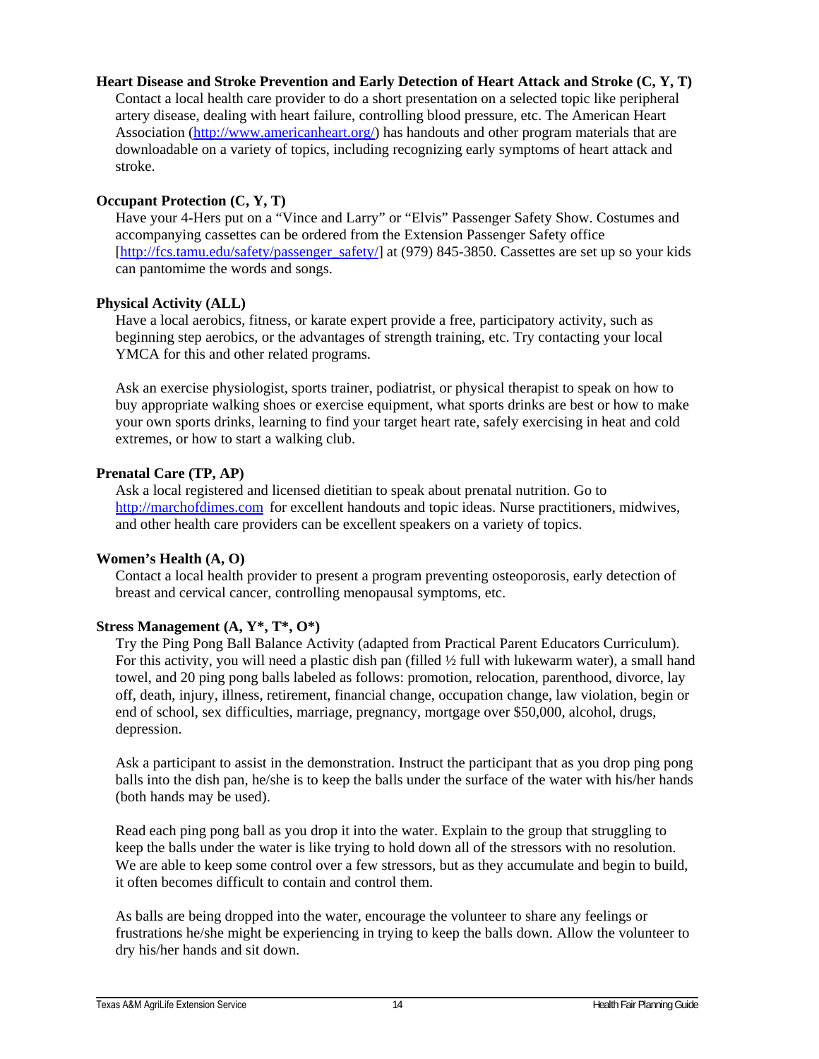**Heart Disease and Stroke Prevention and Early Detection of Heart Attack and Stroke (C, Y, T)**

Contact a local health care provider to do a short presentation on a selected topic like peripheral artery disease, dealing with heart failure, controlling blood pressure, etc. The American Heart Association (http://www.americanheart.org/) has handouts and other program materials that are downloadable on a variety of topics, including recognizing early symptoms of heart attack and stroke.

**Occupant Protection (C, Y, T)**

Have your 4-Hers put on a "Vince and Larry" or "Elvis" Passenger Safety Show. Costumes and accompanying cassettes can be ordered from the Extension Passenger Safety office [http://fcs.tamu.edu/safety/passenger_safety/] at (979) 845-3850. Cassettes are set up so your kids can pantomime the words and songs.

**Physical Activity (ALL)**

Have a local aerobics, fitness, or karate expert provide a free, participatory activity, such as beginning step aerobics, or the advantages of strength training, etc. Try contacting your local YMCA for this and other related programs.

Ask an exercise physiologist, sports trainer, podiatrist, or physical therapist to speak on how to buy appropriate walking shoes or exercise equipment, what sports drinks are best or how to make your own sports drinks, learning to find your target heart rate, safely exercising in heat and cold extremes, or how to start a walking club.

**Prenatal Care (TP, AP)**

Ask a local registered and licensed dietitian to speak about prenatal nutrition. Go to http://marchofdimes.com for excellent handouts and topic ideas. Nurse practitioners, midwives, and other health care providers can be excellent speakers on a variety of topics.

**Women's Health (A, O)**

Contact a local health provider to present a program preventing osteoporosis, early detection of breast and cervical cancer, controlling menopausal symptoms, etc.

**Stress Management (A, Y*, T*, O*)**

Try the Ping Pong Ball Balance Activity (adapted from Practical Parent Educators Curriculum). For this activity, you will need a plastic dish pan (filled ½ full with lukewarm water), a small hand towel, and 20 ping pong balls labeled as follows: promotion, relocation, parenthood, divorce, lay off, death, injury, illness, retirement, financial change, occupation change, law violation, begin or end of school, sex difficulties, marriage, pregnancy, mortgage over $50,000, alcohol, drugs, depression.

Ask a participant to assist in the demonstration. Instruct the participant that as you drop ping pong balls into the dish pan, he/she is to keep the balls under the surface of the water with his/her hands (both hands may be used).

Read each ping pong ball as you drop it into the water. Explain to the group that struggling to keep the balls under the water is like trying to hold down all of the stressors with no resolution. We are able to keep some control over a few stressors, but as they accumulate and begin to build, it often becomes difficult to contain and control them.

As balls are being dropped into the water, encourage the volunteer to share any feelings or frustrations he/she might be experiencing in trying to keep the balls down. Allow the volunteer to dry his/her hands and sit down.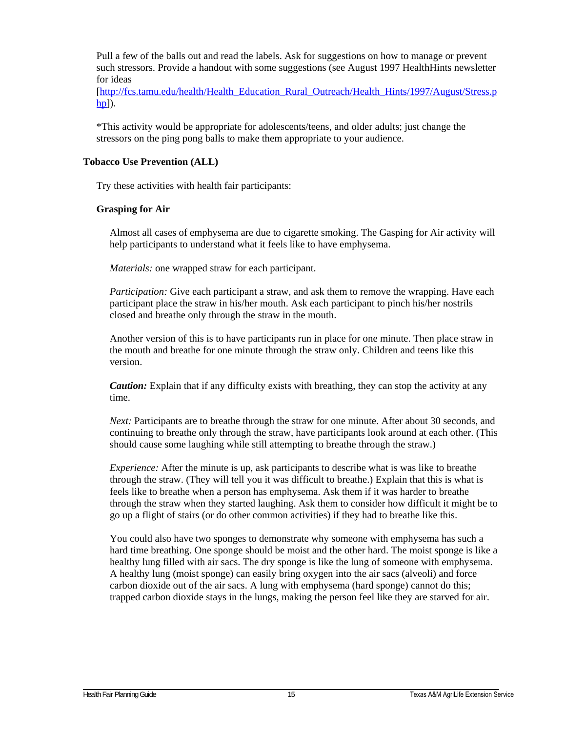Pull a few of the balls out and read the labels. Ask for suggestions on how to manage or prevent such stressors. Provide a handout with some suggestions (see August 1997 HealthHints newsletter for ideas [http://fcs.tamu.edu/health/Health_Education_Rural_Outreach/Health_Hints/1997/August/Stress.php]).

*This activity would be appropriate for adolescents/teens, and older adults; just change the stressors on the ping pong balls to make them appropriate to your audience.

### Tobacco Use Prevention (ALL)

Try these activities with health fair participants:

#### Grasping for Air

Almost all cases of emphysema are due to cigarette smoking. The Gasping for Air activity will help participants to understand what it feels like to have emphysema.

*Materials:* one wrapped straw for each participant.

*Participation:* Give each participant a straw, and ask them to remove the wrapping. Have each participant place the straw in his/her mouth. Ask each participant to pinch his/her nostrils closed and breathe only through the straw in the mouth.

Another version of this is to have participants run in place for one minute. Then place straw in the mouth and breathe for one minute through the straw only. Children and teens like this version.

***Caution:*** Explain that if any difficulty exists with breathing, they can stop the activity at any time.

*Next:* Participants are to breathe through the straw for one minute. After about 30 seconds, and continuing to breathe only through the straw, have participants look around at each other. (This should cause some laughing while still attempting to breathe through the straw.)

*Experience:* After the minute is up, ask participants to describe what is was like to breathe through the straw. (They will tell you it was difficult to breathe.) Explain that this is what is feels like to breathe when a person has emphysema. Ask them if it was harder to breathe through the straw when they started laughing. Ask them to consider how difficult it might be to go up a flight of stairs (or do other common activities) if they had to breathe like this.

You could also have two sponges to demonstrate why someone with emphysema has such a hard time breathing. One sponge should be moist and the other hard. The moist sponge is like a healthy lung filled with air sacs. The dry sponge is like the lung of someone with emphysema. A healthy lung (moist sponge) can easily bring oxygen into the air sacs (alveoli) and force carbon dioxide out of the air sacs. A lung with emphysema (hard sponge) cannot do this; trapped carbon dioxide stays in the lungs, making the person feel like they are starved for air.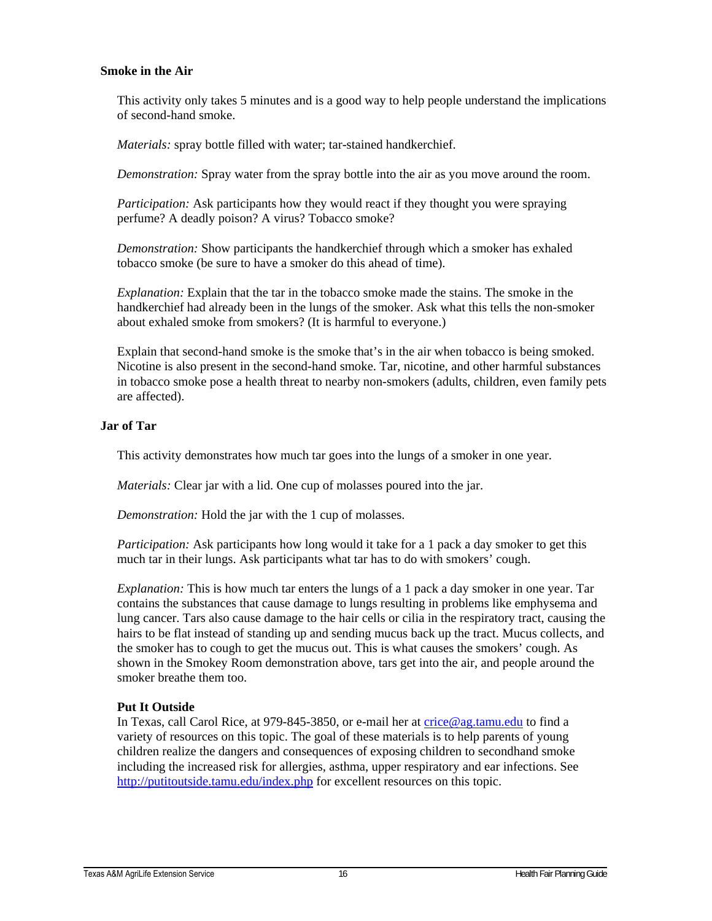### Smoke in the Air

This activity only takes 5 minutes and is a good way to help people understand the implications of second-hand smoke.

*Materials:* spray bottle filled with water; tar-stained handkerchief.

*Demonstration:* Spray water from the spray bottle into the air as you move around the room.

*Participation:* Ask participants how they would react if they thought you were spraying perfume? A deadly poison? A virus? Tobacco smoke?

*Demonstration:* Show participants the handkerchief through which a smoker has exhaled tobacco smoke (be sure to have a smoker do this ahead of time).

*Explanation:* Explain that the tar in the tobacco smoke made the stains. The smoke in the handkerchief had already been in the lungs of the smoker. Ask what this tells the non-smoker about exhaled smoke from smokers? (It is harmful to everyone.)

Explain that second-hand smoke is the smoke that's in the air when tobacco is being smoked. Nicotine is also present in the second-hand smoke. Tar, nicotine, and other harmful substances in tobacco smoke pose a health threat to nearby non-smokers (adults, children, even family pets are affected).

### Jar of Tar

This activity demonstrates how much tar goes into the lungs of a smoker in one year.

*Materials:* Clear jar with a lid. One cup of molasses poured into the jar.

*Demonstration:* Hold the jar with the 1 cup of molasses.

*Participation:* Ask participants how long would it take for a 1 pack a day smoker to get this much tar in their lungs. Ask participants what tar has to do with smokers' cough.

*Explanation:* This is how much tar enters the lungs of a 1 pack a day smoker in one year. Tar contains the substances that cause damage to lungs resulting in problems like emphysema and lung cancer. Tars also cause damage to the hair cells or cilia in the respiratory tract, causing the hairs to be flat instead of standing up and sending mucus back up the tract. Mucus collects, and the smoker has to cough to get the mucus out. This is what causes the smokers' cough. As shown in the Smokey Room demonstration above, tars get into the air, and people around the smoker breathe them too.

**Put It Outside**

In Texas, call Carol Rice, at 979-845-3850, or e-mail her at crice@ag.tamu.edu to find a variety of resources on this topic. The goal of these materials is to help parents of young children realize the dangers and consequences of exposing children to secondhand smoke including the increased risk for allergies, asthma, upper respiratory and ear infections. See http://putitoutside.tamu.edu/index.php for excellent resources on this topic.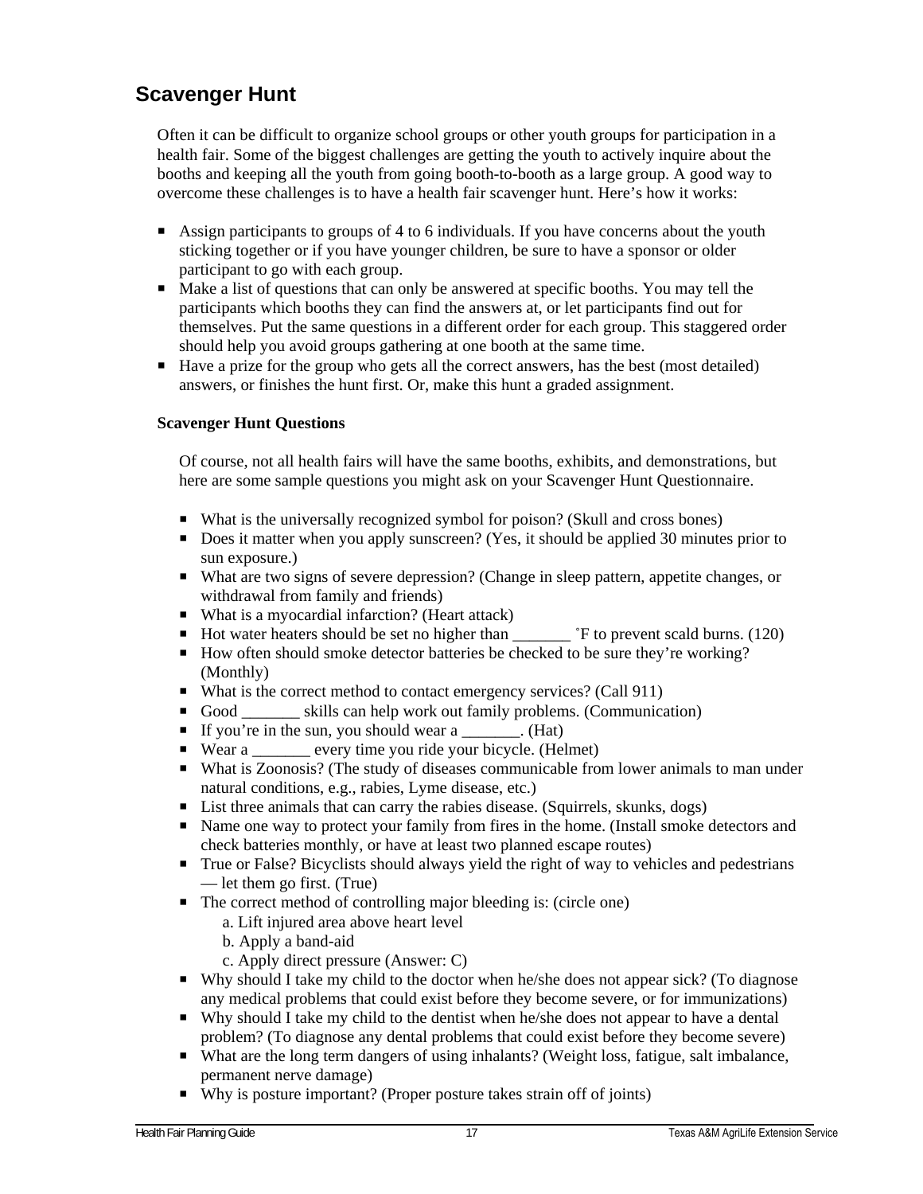## Scavenger Hunt

Often it can be difficult to organize school groups or other youth groups for participation in a health fair. Some of the biggest challenges are getting the youth to actively inquire about the booths and keeping all the youth from going booth-to-booth as a large group. A good way to overcome these challenges is to have a health fair scavenger hunt. Here's how it works:

- Assign participants to groups of 4 to 6 individuals. If you have concerns about the youth sticking together or if you have younger children, be sure to have a sponsor or older participant to go with each group.
- Make a list of questions that can only be answered at specific booths. You may tell the participants which booths they can find the answers at, or let participants find out for themselves. Put the same questions in a different order for each group. This staggered order should help you avoid groups gathering at one booth at the same time.
- Have a prize for the group who gets all the correct answers, has the best (most detailed) answers, or finishes the hunt first. Or, make this hunt a graded assignment.

### Scavenger Hunt Questions

Of course, not all health fairs will have the same booths, exhibits, and demonstrations, but here are some sample questions you might ask on your Scavenger Hunt Questionnaire.

- What is the universally recognized symbol for poison? (Skull and cross bones)
- Does it matter when you apply sunscreen? (Yes, it should be applied 30 minutes prior to sun exposure.)
- What are two signs of severe depression? (Change in sleep pattern, appetite changes, or withdrawal from family and friends)
- What is a myocardial infarction? (Heart attack)
- Hot water heaters should be set no higher than _______ ˚F to prevent scald burns. (120)
- How often should smoke detector batteries be checked to be sure they're working? (Monthly)
- What is the correct method to contact emergency services? (Call 911)
- Good _______ skills can help work out family problems. (Communication)
- If you're in the sun, you should wear a _______. (Hat)
- Wear a _______ every time you ride your bicycle. (Helmet)
- What is Zoonosis? (The study of diseases communicable from lower animals to man under natural conditions, e.g., rabies, Lyme disease, etc.)
- List three animals that can carry the rabies disease. (Squirrels, skunks, dogs)
- Name one way to protect your family from fires in the home. (Install smoke detectors and check batteries monthly, or have at least two planned escape routes)
- True or False? Bicyclists should always yield the right of way to vehicles and pedestrians — let them go first. (True)
- The correct method of controlling major bleeding is: (circle one)
  - a. Lift injured area above heart level
  - b. Apply a band-aid
  - c. Apply direct pressure (Answer: C)
- Why should I take my child to the doctor when he/she does not appear sick? (To diagnose any medical problems that could exist before they become severe, or for immunizations)
- Why should I take my child to the dentist when he/she does not appear to have a dental problem? (To diagnose any dental problems that could exist before they become severe)
- What are the long term dangers of using inhalants? (Weight loss, fatigue, salt imbalance, permanent nerve damage)
- Why is posture important? (Proper posture takes strain off of joints)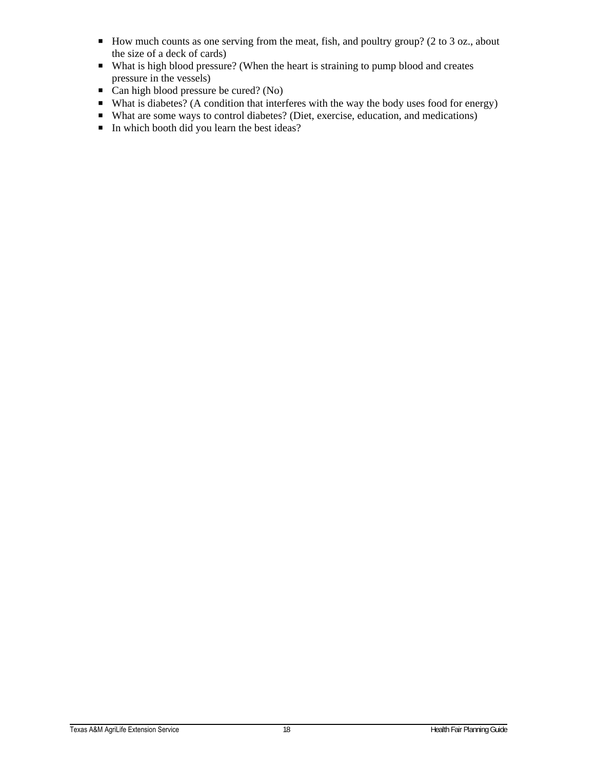- How much counts as one serving from the meat, fish, and poultry group? (2 to 3 oz., about the size of a deck of cards)
- What is high blood pressure? (When the heart is straining to pump blood and creates pressure in the vessels)
- Can high blood pressure be cured? (No)
- What is diabetes? (A condition that interferes with the way the body uses food for energy)
- What are some ways to control diabetes? (Diet, exercise, education, and medications)
- In which booth did you learn the best ideas?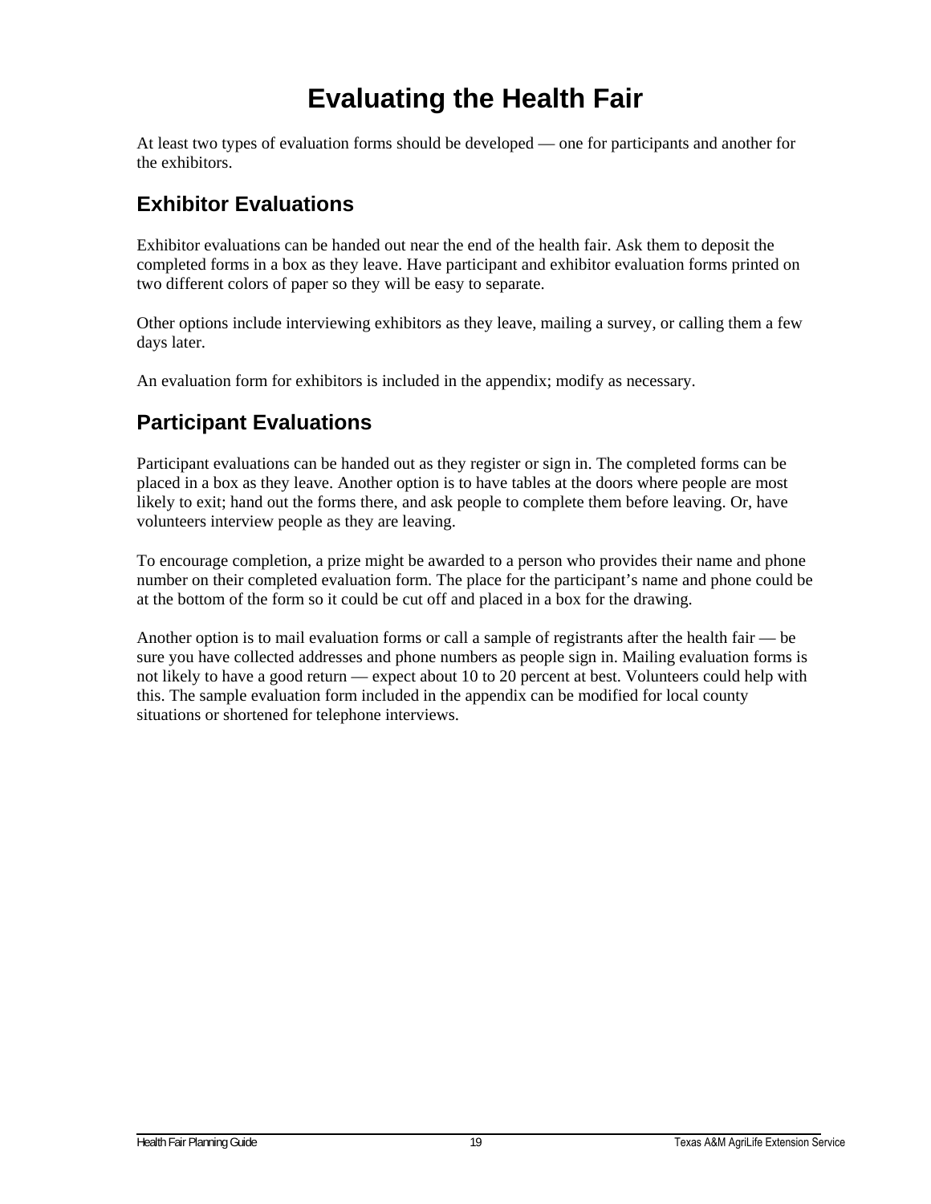# Evaluating the Health Fair

At least two types of evaluation forms should be developed — one for participants and another for the exhibitors.

## Exhibitor Evaluations

Exhibitor evaluations can be handed out near the end of the health fair. Ask them to deposit the completed forms in a box as they leave. Have participant and exhibitor evaluation forms printed on two different colors of paper so they will be easy to separate.

Other options include interviewing exhibitors as they leave, mailing a survey, or calling them a few days later.

An evaluation form for exhibitors is included in the appendix; modify as necessary.

## Participant Evaluations

Participant evaluations can be handed out as they register or sign in. The completed forms can be placed in a box as they leave. Another option is to have tables at the doors where people are most likely to exit; hand out the forms there, and ask people to complete them before leaving. Or, have volunteers interview people as they are leaving.

To encourage completion, a prize might be awarded to a person who provides their name and phone number on their completed evaluation form. The place for the participant's name and phone could be at the bottom of the form so it could be cut off and placed in a box for the drawing.

Another option is to mail evaluation forms or call a sample of registrants after the health fair — be sure you have collected addresses and phone numbers as people sign in. Mailing evaluation forms is not likely to have a good return — expect about 10 to 20 percent at best. Volunteers could help with this. The sample evaluation form included in the appendix can be modified for local county situations or shortened for telephone interviews.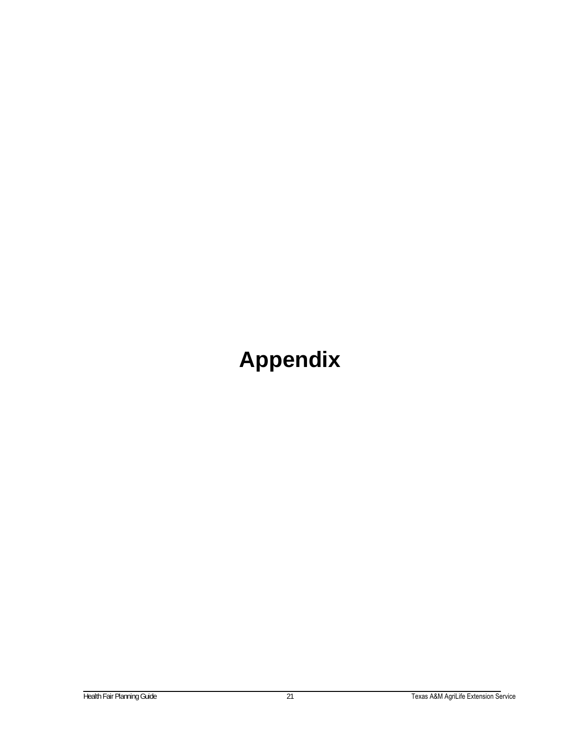# Appendix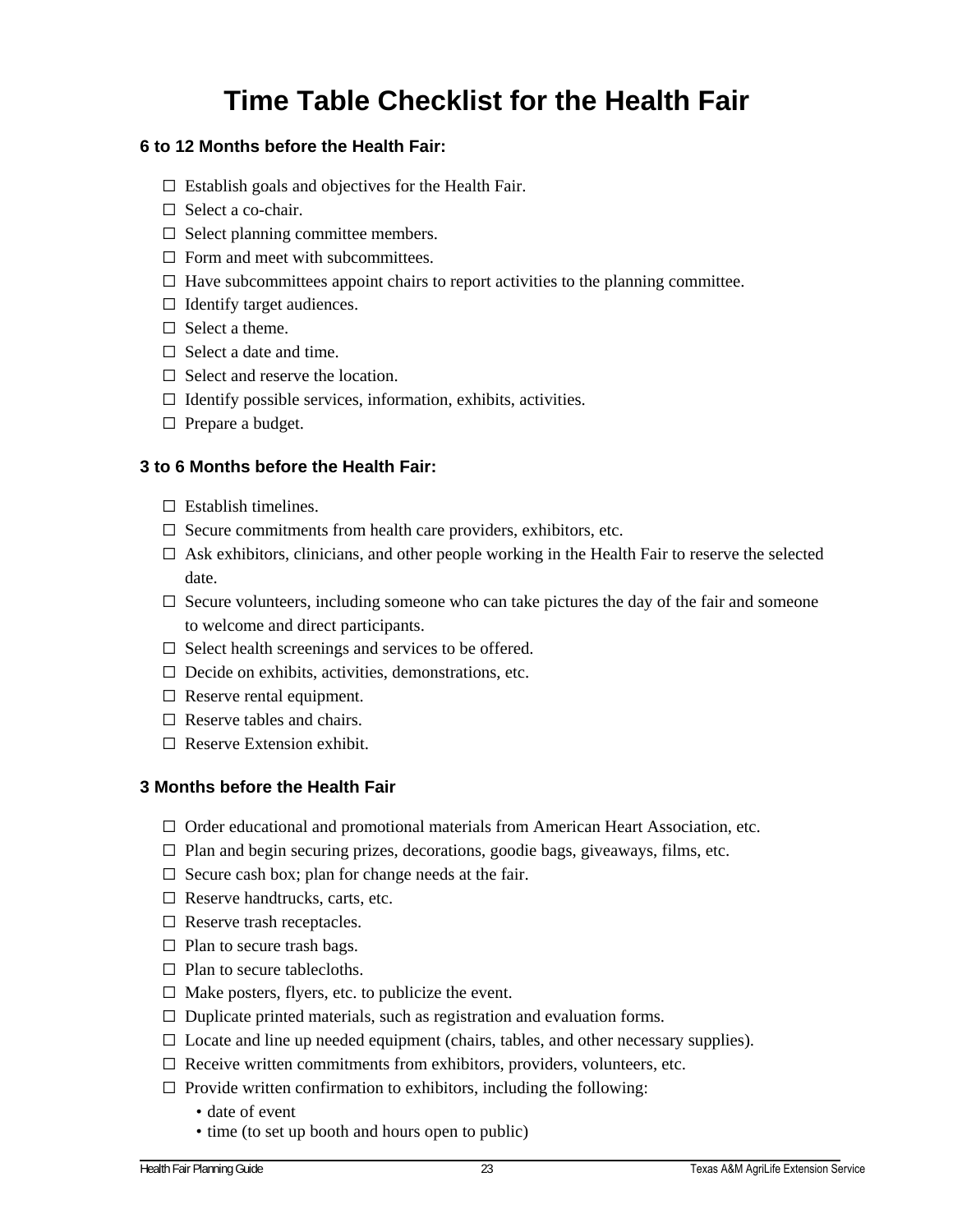# Time Table Checklist for the Health Fair

**6 to 12 Months before the Health Fair:**

- ☐ Establish goals and objectives for the Health Fair.
- ☐ Select a co-chair.
- ☐ Select planning committee members.
- ☐ Form and meet with subcommittees.
- ☐ Have subcommittees appoint chairs to report activities to the planning committee.
- ☐ Identify target audiences.
- ☐ Select a theme.
- ☐ Select a date and time.
- ☐ Select and reserve the location.
- ☐ Identify possible services, information, exhibits, activities.
- ☐ Prepare a budget.

**3 to 6 Months before the Health Fair:**

- ☐ Establish timelines.
- ☐ Secure commitments from health care providers, exhibitors, etc.
- ☐ Ask exhibitors, clinicians, and other people working in the Health Fair to reserve the selected date.
- ☐ Secure volunteers, including someone who can take pictures the day of the fair and someone to welcome and direct participants.
- ☐ Select health screenings and services to be offered.
- ☐ Decide on exhibits, activities, demonstrations, etc.
- ☐ Reserve rental equipment.
- ☐ Reserve tables and chairs.
- ☐ Reserve Extension exhibit.

**3 Months before the Health Fair**

- ☐ Order educational and promotional materials from American Heart Association, etc.
- ☐ Plan and begin securing prizes, decorations, goodie bags, giveaways, films, etc.
- ☐ Secure cash box; plan for change needs at the fair.
- ☐ Reserve handtrucks, carts, etc.
- ☐ Reserve trash receptacles.
- ☐ Plan to secure trash bags.
- ☐ Plan to secure tablecloths.
- ☐ Make posters, flyers, etc. to publicize the event.
- ☐ Duplicate printed materials, such as registration and evaluation forms.
- ☐ Locate and line up needed equipment (chairs, tables, and other necessary supplies).
- ☐ Receive written commitments from exhibitors, providers, volunteers, etc.
- ☐ Provide written confirmation to exhibitors, including the following:
  - date of event
  - time (to set up booth and hours open to public)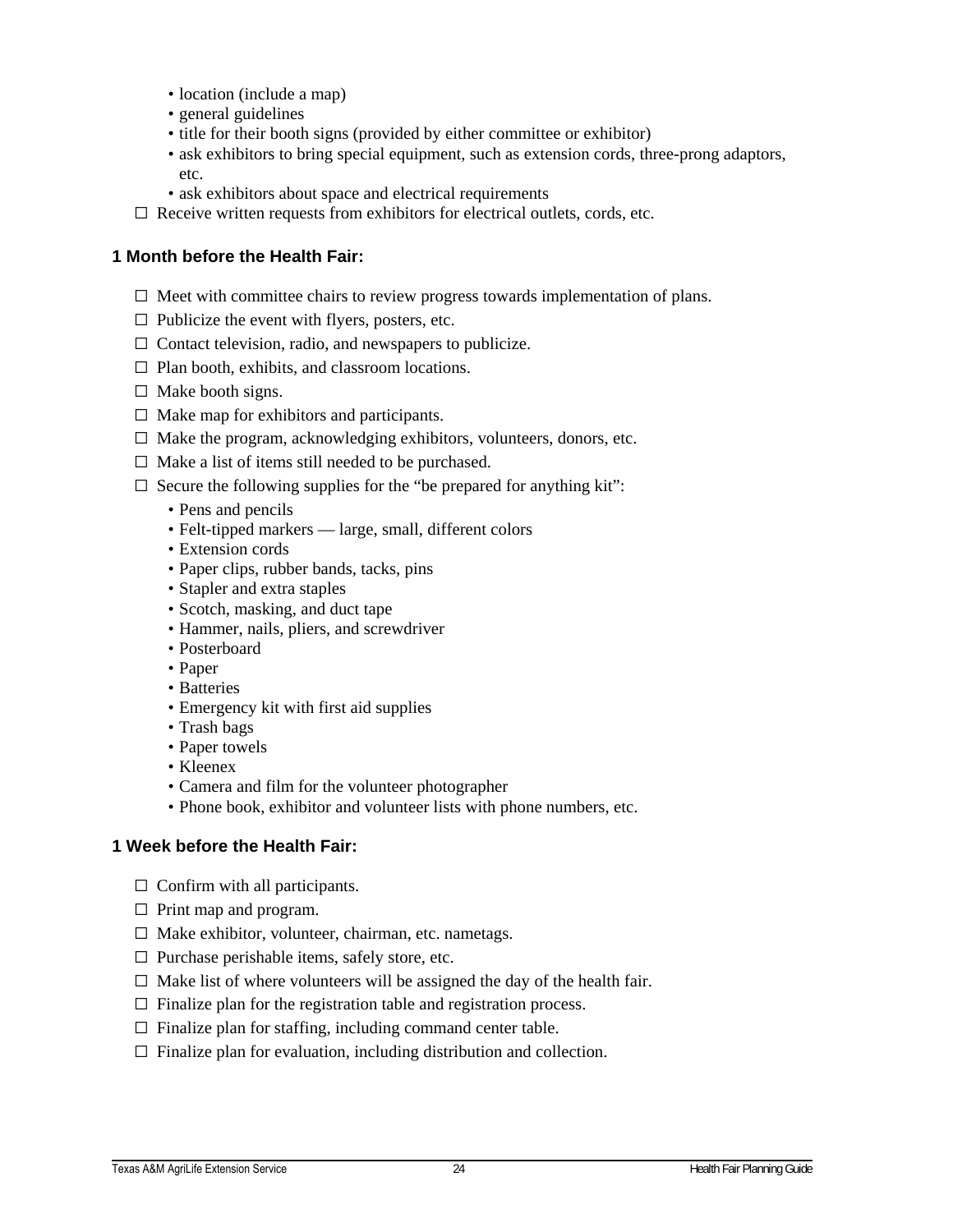- location (include a map)
- general guidelines
- title for their booth signs (provided by either committee or exhibitor)
- ask exhibitors to bring special equipment, such as extension cords, three-prong adaptors, etc.
- ask exhibitors about space and electrical requirements

☐ Receive written requests from exhibitors for electrical outlets, cords, etc.

### 1 Month before the Health Fair:

☐ Meet with committee chairs to review progress towards implementation of plans.

☐ Publicize the event with flyers, posters, etc.

☐ Contact television, radio, and newspapers to publicize.

☐ Plan booth, exhibits, and classroom locations.

☐ Make booth signs.

☐ Make map for exhibitors and participants.

☐ Make the program, acknowledging exhibitors, volunteers, donors, etc.

☐ Make a list of items still needed to be purchased.

☐ Secure the following supplies for the "be prepared for anything kit":

- Pens and pencils
- Felt-tipped markers — large, small, different colors
- Extension cords
- Paper clips, rubber bands, tacks, pins
- Stapler and extra staples
- Scotch, masking, and duct tape
- Hammer, nails, pliers, and screwdriver
- Posterboard
- Paper
- Batteries
- Emergency kit with first aid supplies
- Trash bags
- Paper towels
- Kleenex
- Camera and film for the volunteer photographer
- Phone book, exhibitor and volunteer lists with phone numbers, etc.

### 1 Week before the Health Fair:

☐ Confirm with all participants.

☐ Print map and program.

☐ Make exhibitor, volunteer, chairman, etc. nametags.

☐ Purchase perishable items, safely store, etc.

☐ Make list of where volunteers will be assigned the day of the health fair.

☐ Finalize plan for the registration table and registration process.

☐ Finalize plan for staffing, including command center table.

☐ Finalize plan for evaluation, including distribution and collection.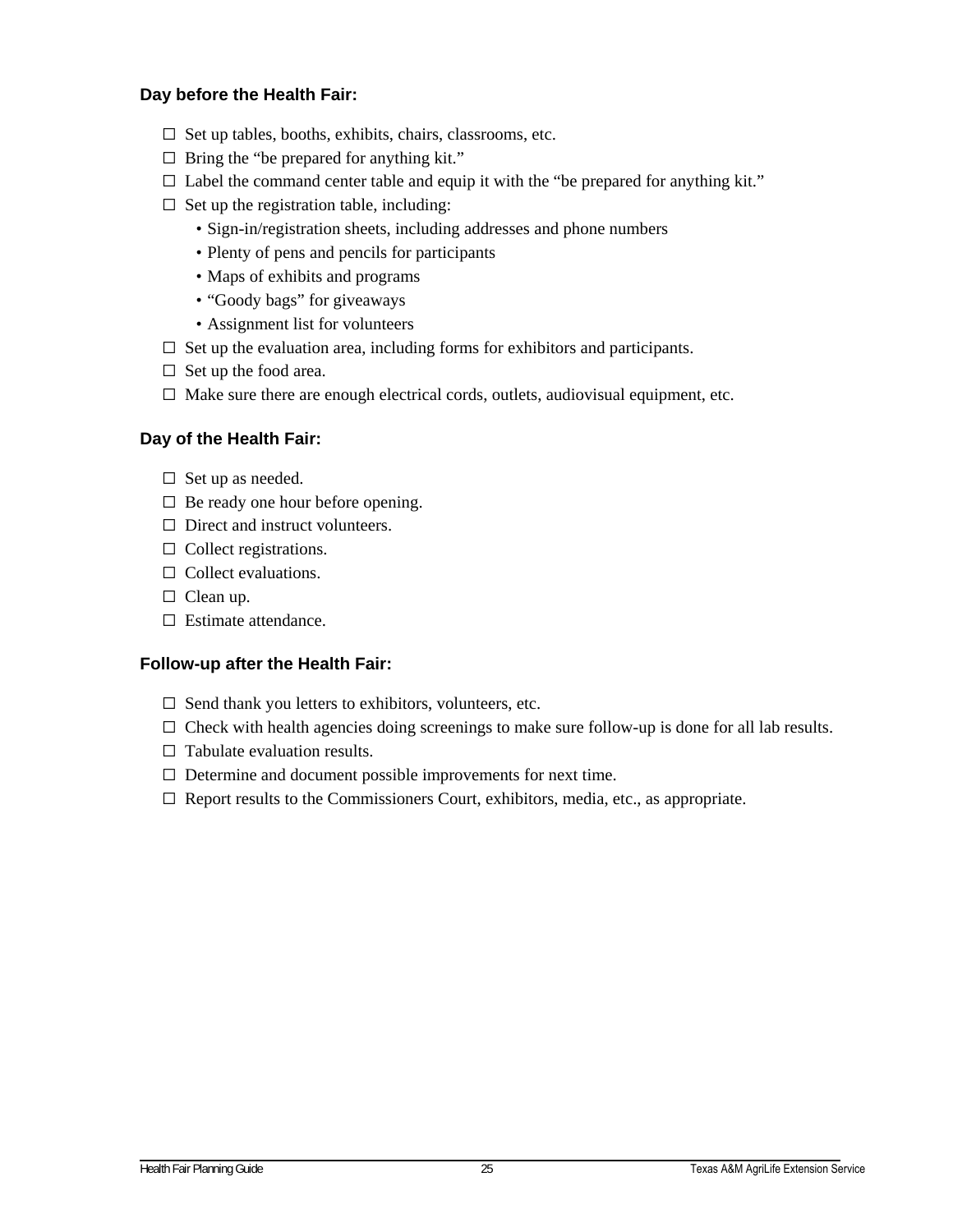### Day before the Health Fair:

- ☐ Set up tables, booths, exhibits, chairs, classrooms, etc.
- ☐ Bring the "be prepared for anything kit."
- ☐ Label the command center table and equip it with the "be prepared for anything kit."
- ☐ Set up the registration table, including:
  - Sign-in/registration sheets, including addresses and phone numbers
  - Plenty of pens and pencils for participants
  - Maps of exhibits and programs
  - "Goody bags" for giveaways
  - Assignment list for volunteers
- ☐ Set up the evaluation area, including forms for exhibitors and participants.
- ☐ Set up the food area.
- ☐ Make sure there are enough electrical cords, outlets, audiovisual equipment, etc.

### Day of the Health Fair:

- ☐ Set up as needed.
- ☐ Be ready one hour before opening.
- ☐ Direct and instruct volunteers.
- ☐ Collect registrations.
- ☐ Collect evaluations.
- ☐ Clean up.
- ☐ Estimate attendance.

### Follow-up after the Health Fair:

- ☐ Send thank you letters to exhibitors, volunteers, etc.
- ☐ Check with health agencies doing screenings to make sure follow-up is done for all lab results.
- ☐ Tabulate evaluation results.
- ☐ Determine and document possible improvements for next time.
- ☐ Report results to the Commissioners Court, exhibitors, media, etc., as appropriate.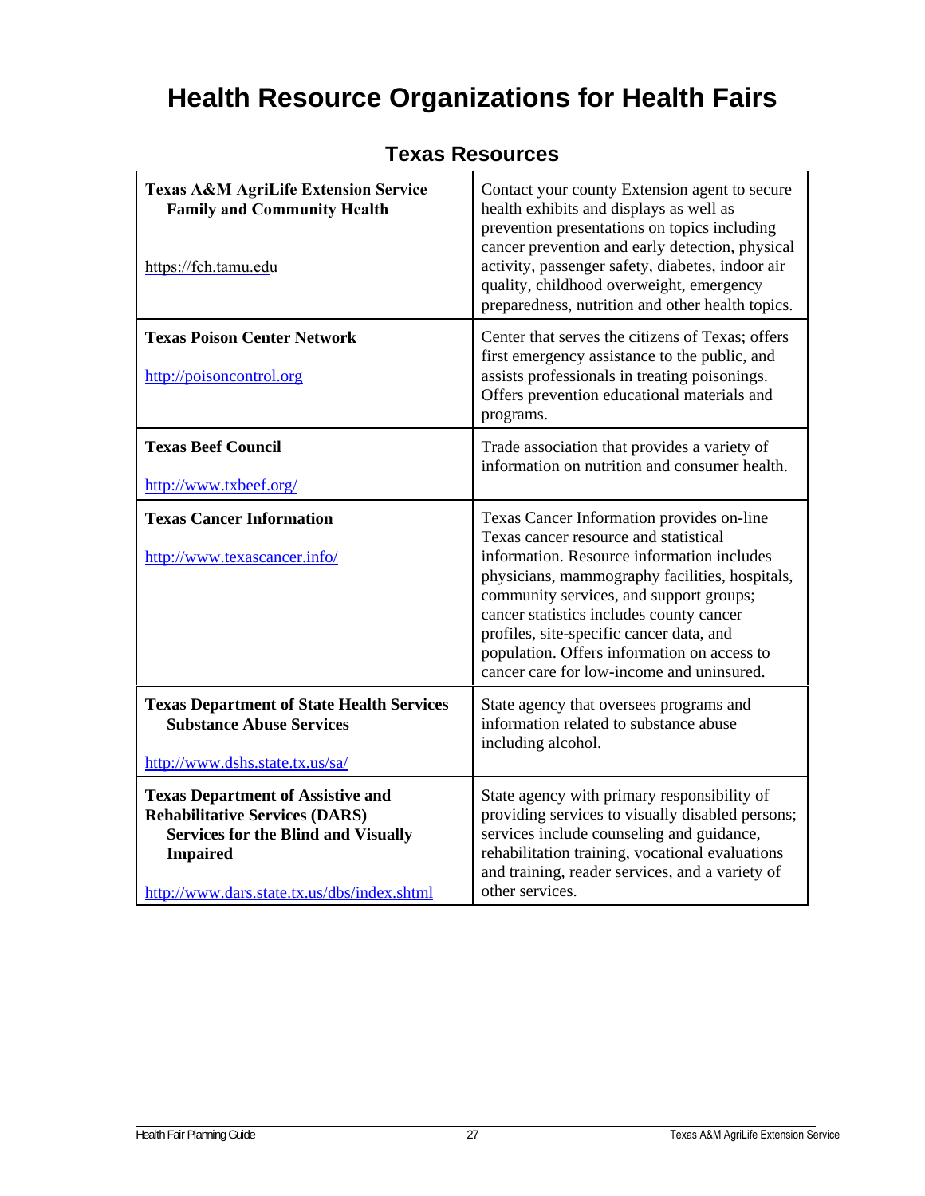# Health Resource Organizations for Health Fairs

## Texas Resources

| Organization | Description |
|---|---|
| **Texas A&M AgriLife Extension Service**<br>**Family and Community Health**<br><br>https://fch.tamu.edu | Contact your county Extension agent to secure health exhibits and displays as well as prevention presentations on topics including cancer prevention and early detection, physical activity, passenger safety, diabetes, indoor air quality, childhood overweight, emergency preparedness, nutrition and other health topics. |
| **Texas Poison Center Network**<br><br>http://poisoncontrol.org | Center that serves the citizens of Texas; offers first emergency assistance to the public, and assists professionals in treating poisonings. Offers prevention educational materials and programs. |
| **Texas Beef Council**<br><br>http://www.txbeef.org/ | Trade association that provides a variety of information on nutrition and consumer health. |
| **Texas Cancer Information**<br><br>http://www.texascancer.info/ | Texas Cancer Information provides on-line Texas cancer resource and statistical information. Resource information includes physicians, mammography facilities, hospitals, community services, and support groups; cancer statistics includes county cancer profiles, site-specific cancer data, and population. Offers information on access to cancer care for low-income and uninsured. |
| **Texas Department of State Health Services**<br>**Substance Abuse Services**<br><br>http://www.dshs.state.tx.us/sa/ | State agency that oversees programs and information related to substance abuse including alcohol. |
| **Texas Department of Assistive and Rehabilitative Services (DARS)**<br>**Services for the Blind and Visually Impaired**<br><br>http://www.dars.state.tx.us/dbs/index.shtml | State agency with primary responsibility of providing services to visually disabled persons; services include counseling and guidance, rehabilitation training, vocational evaluations and training, reader services, and a variety of other services. |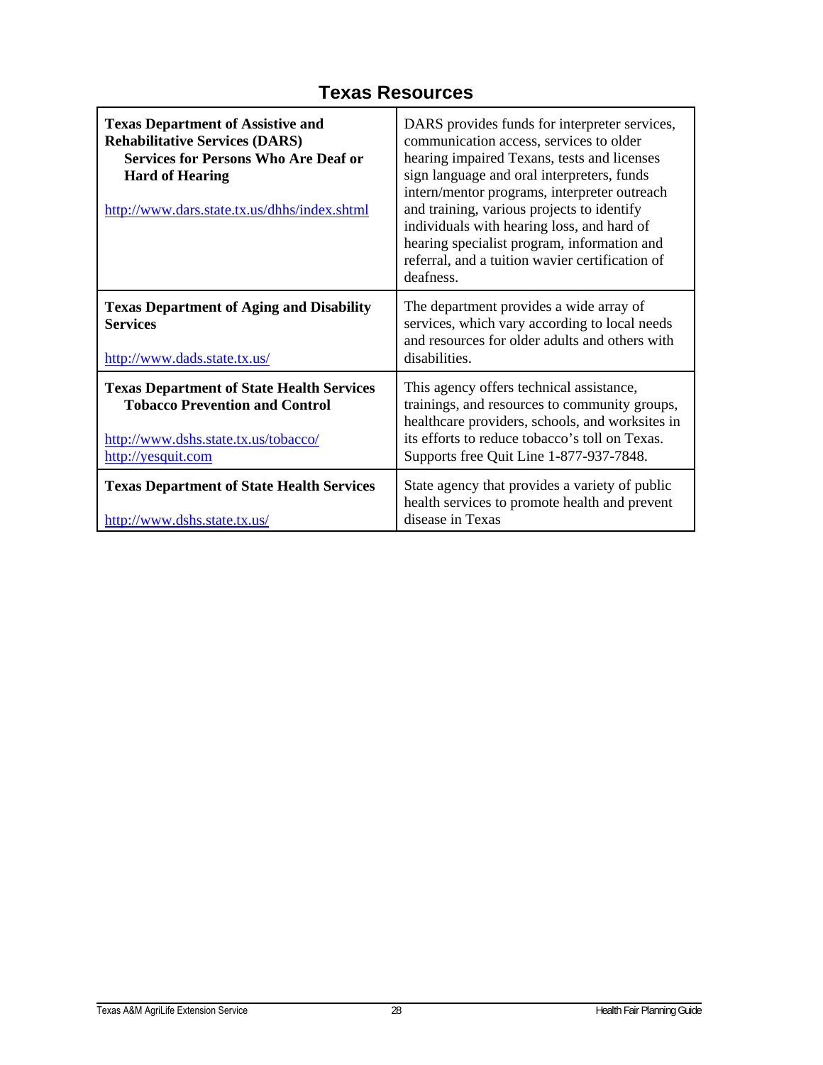## Texas Resources

| | |
|---|---|
| **Texas Department of Assistive and Rehabilitative Services (DARS)**<br>**Services for Persons Who Are Deaf or Hard of Hearing**<br><br>http://www.dars.state.tx.us/dhhs/index.shtml | DARS provides funds for interpreter services, communication access, services to older hearing impaired Texans, tests and licenses sign language and oral interpreters, funds intern/mentor programs, interpreter outreach and training, various projects to identify individuals with hearing loss, and hard of hearing specialist program, information and referral, and a tuition wavier certification of deafness. |
| **Texas Department of Aging and Disability Services**<br><br>http://www.dads.state.tx.us/ | The department provides a wide array of services, which vary according to local needs and resources for older adults and others with disabilities. |
| **Texas Department of State Health Services**<br>**Tobacco Prevention and Control**<br><br>http://www.dshs.state.tx.us/tobacco/<br>http://yesquit.com | This agency offers technical assistance, trainings, and resources to community groups, healthcare providers, schools, and worksites in its efforts to reduce tobacco's toll on Texas. Supports free Quit Line 1-877-937-7848. |
| **Texas Department of State Health Services**<br><br>http://www.dshs.state.tx.us/ | State agency that provides a variety of public health services to promote health and prevent disease in Texas |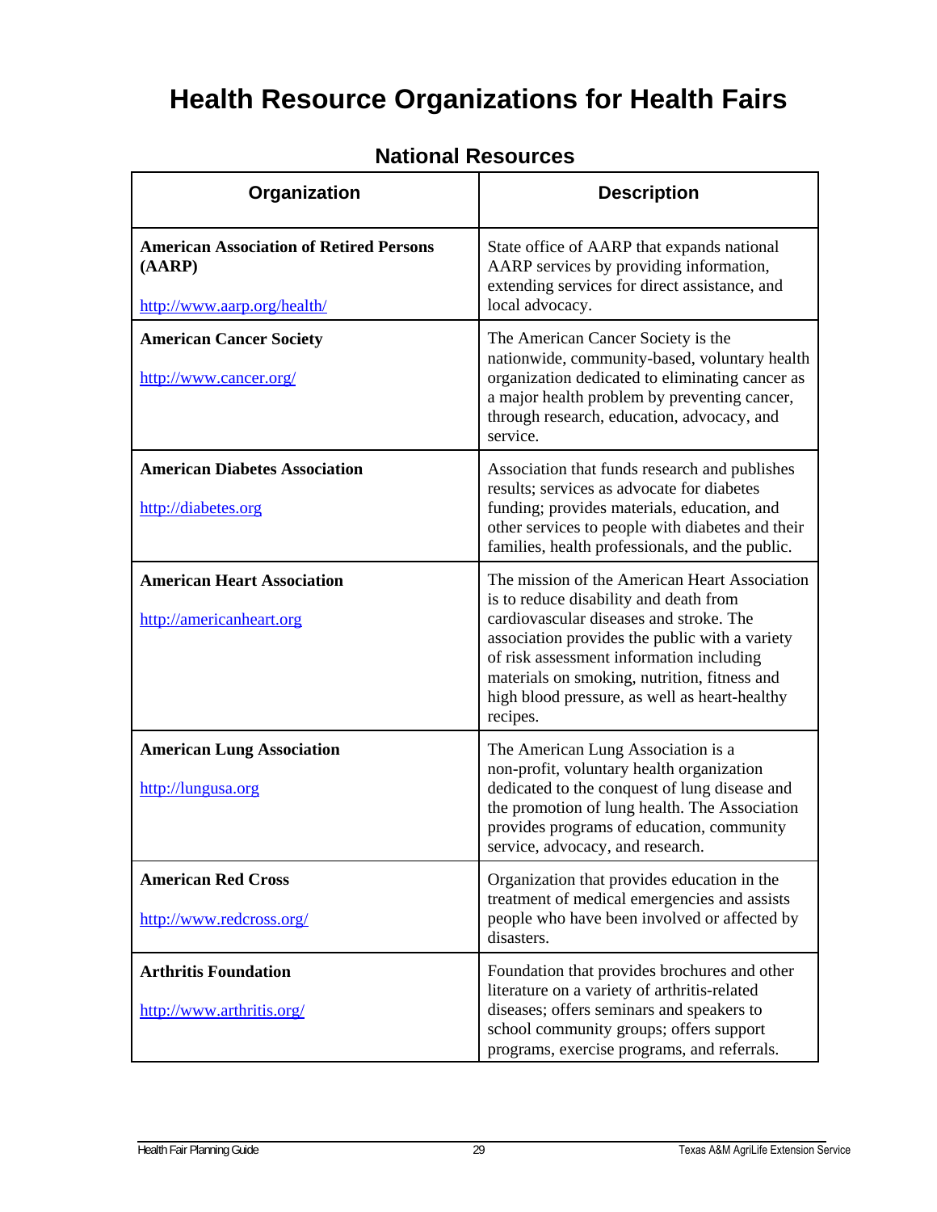# Health Resource Organizations for Health Fairs

## National Resources

| Organization | Description |
|---|---|
| **American Association of Retired Persons (AARP)**<br><br>http://www.aarp.org/health/ | State office of AARP that expands national AARP services by providing information, extending services for direct assistance, and local advocacy. |
| **American Cancer Society**<br><br>http://www.cancer.org/ | The American Cancer Society is the nationwide, community-based, voluntary health organization dedicated to eliminating cancer as a major health problem by preventing cancer, through research, education, advocacy, and service. |
| **American Diabetes Association**<br><br>http://diabetes.org | Association that funds research and publishes results; services as advocate for diabetes funding; provides materials, education, and other services to people with diabetes and their families, health professionals, and the public. |
| **American Heart Association**<br><br>http://americanheart.org | The mission of the American Heart Association is to reduce disability and death from cardiovascular diseases and stroke. The association provides the public with a variety of risk assessment information including materials on smoking, nutrition, fitness and high blood pressure, as well as heart-healthy recipes. |
| **American Lung Association**<br><br>http://lungusa.org | The American Lung Association is a non-profit, voluntary health organization dedicated to the conquest of lung disease and the promotion of lung health. The Association provides programs of education, community service, advocacy, and research. |
| **American Red Cross**<br><br>http://www.redcross.org/ | Organization that provides education in the treatment of medical emergencies and assists people who have been involved or affected by disasters. |
| **Arthritis Foundation**<br><br>http://www.arthritis.org/ | Foundation that provides brochures and other literature on a variety of arthritis-related diseases; offers seminars and speakers to school community groups; offers support programs, exercise programs, and referrals. |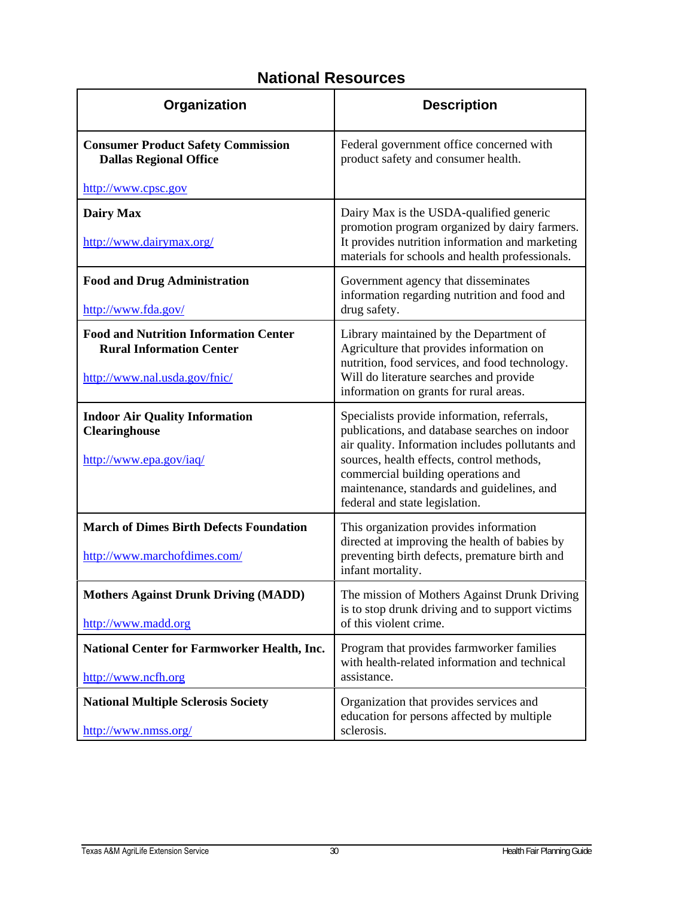## National Resources

| Organization | Description |
| --- | --- |
| **Consumer Product Safety Commission Dallas Regional Office** http://www.cpsc.gov | Federal government office concerned with product safety and consumer health. |
| **Dairy Max** http://www.dairymax.org/ | Dairy Max is the USDA-qualified generic promotion program organized by dairy farmers. It provides nutrition information and marketing materials for schools and health professionals. |
| **Food and Drug Administration** http://www.fda.gov/ | Government agency that disseminates information regarding nutrition and food and drug safety. |
| **Food and Nutrition Information Center Rural Information Center** http://www.nal.usda.gov/fnic/ | Library maintained by the Department of Agriculture that provides information on nutrition, food services, and food technology. Will do literature searches and provide information on grants for rural areas. |
| **Indoor Air Quality Information Clearinghouse** http://www.epa.gov/iaq/ | Specialists provide information, referrals, publications, and database searches on indoor air quality. Information includes pollutants and sources, health effects, control methods, commercial building operations and maintenance, standards and guidelines, and federal and state legislation. |
| **March of Dimes Birth Defects Foundation** http://www.marchofdimes.com/ | This organization provides information directed at improving the health of babies by preventing birth defects, premature birth and infant mortality. |
| **Mothers Against Drunk Driving (MADD)** http://www.madd.org | The mission of Mothers Against Drunk Driving is to stop drunk driving and to support victims of this violent crime. |
| **National Center for Farmworker Health, Inc.** http://www.ncfh.org | Program that provides farmworker families with health-related information and technical assistance. |
| **National Multiple Sclerosis Society** http://www.nmss.org/ | Organization that provides services and education for persons affected by multiple sclerosis. |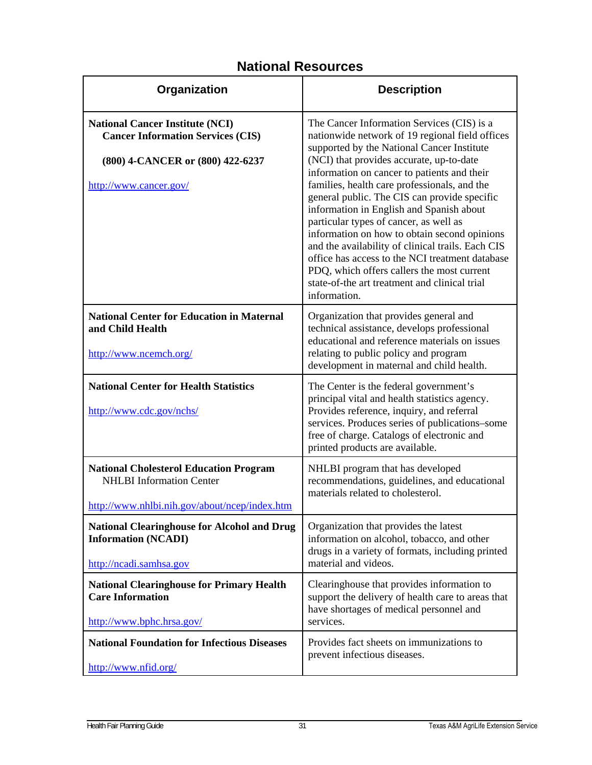## National Resources

| Organization | Description |
|---|---|
| **National Cancer Institute (NCI) Cancer Information Services (CIS)**<br><br>**(800) 4-CANCER or (800) 422-6237**<br><br>http://www.cancer.gov/ | The Cancer Information Services (CIS) is a nationwide network of 19 regional field offices supported by the National Cancer Institute (NCI) that provides accurate, up-to-date information on cancer to patients and their families, health care professionals, and the general public. The CIS can provide specific information in English and Spanish about particular types of cancer, as well as information on how to obtain second opinions and the availability of clinical trails. Each CIS office has access to the NCI treatment database PDQ, which offers callers the most current state-of-the art treatment and clinical trial information. |
| **National Center for Education in Maternal and Child Health**<br><br>http://www.ncemch.org/ | Organization that provides general and technical assistance, develops professional educational and reference materials on issues relating to public policy and program development in maternal and child health. |
| **National Center for Health Statistics**<br><br>http://www.cdc.gov/nchs/ | The Center is the federal government's principal vital and health statistics agency. Provides reference, inquiry, and referral services. Produces series of publications–some free of charge. Catalogs of electronic and printed products are available. |
| **National Cholesterol Education Program** NHLBI Information Center<br><br>http://www.nhlbi.nih.gov/about/ncep/index.htm | NHLBI program that has developed recommendations, guidelines, and educational materials related to cholesterol. |
| **National Clearinghouse for Alcohol and Drug Information (NCADI)**<br><br>http://ncadi.samhsa.gov | Organization that provides the latest information on alcohol, tobacco, and other drugs in a variety of formats, including printed material and videos. |
| **National Clearinghouse for Primary Health Care Information**<br><br>http://www.bphc.hrsa.gov/ | Clearinghouse that provides information to support the delivery of health care to areas that have shortages of medical personnel and services. |
| **National Foundation for Infectious Diseases**<br><br>http://www.nfid.org/ | Provides fact sheets on immunizations to prevent infectious diseases. |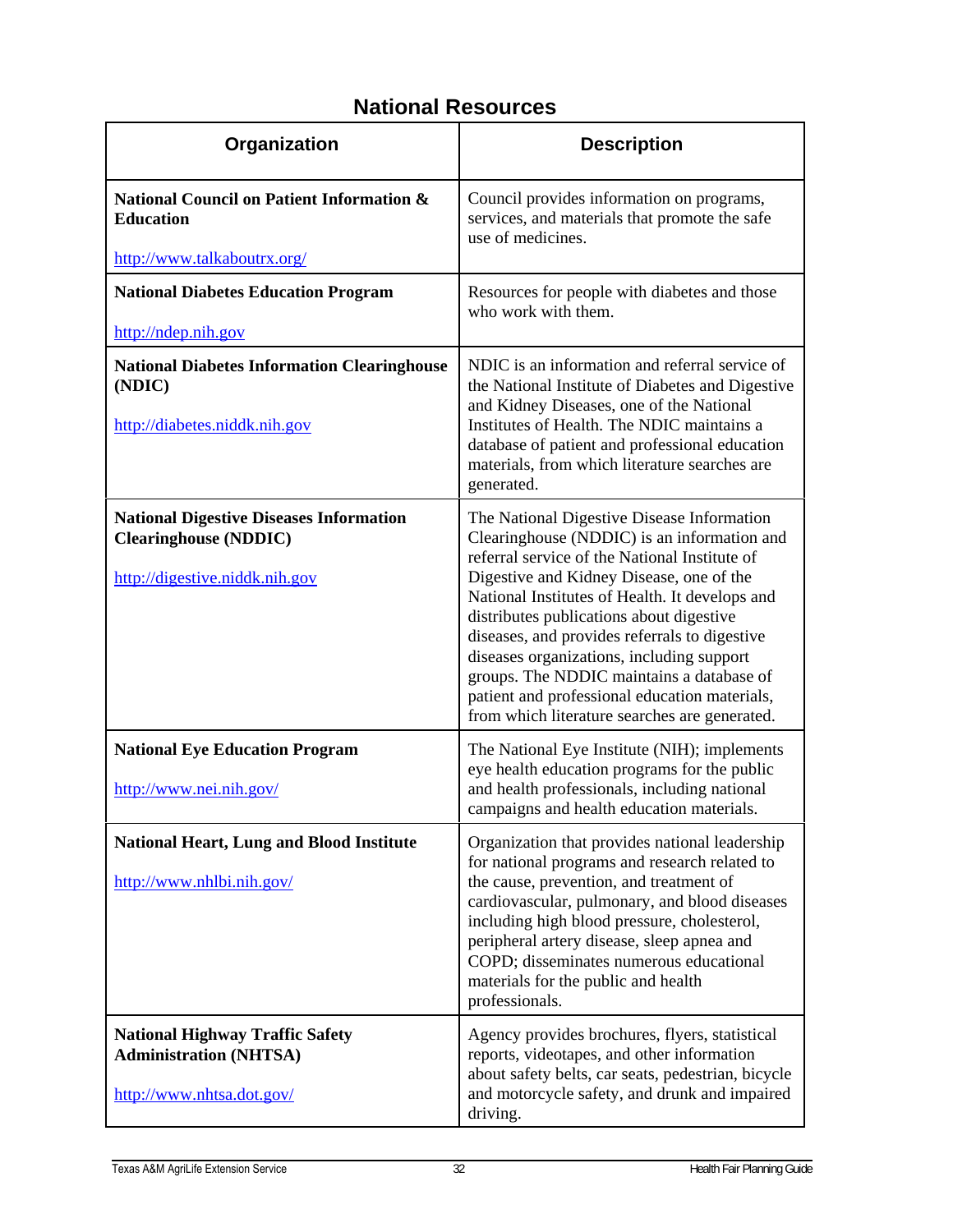## National Resources

| Organization | Description |
|---|---|
| **National Council on Patient Information & Education**<br><br>http://www.talkaboutrx.org/ | Council provides information on programs, services, and materials that promote the safe use of medicines. |
| **National Diabetes Education Program**<br><br>http://ndep.nih.gov | Resources for people with diabetes and those who work with them. |
| **National Diabetes Information Clearinghouse (NDIC)**<br><br>http://diabetes.niddk.nih.gov | NDIC is an information and referral service of the National Institute of Diabetes and Digestive and Kidney Diseases, one of the National Institutes of Health. The NDIC maintains a database of patient and professional education materials, from which literature searches are generated. |
| **National Digestive Diseases Information Clearinghouse (NDDIC)**<br><br>http://digestive.niddk.nih.gov | The National Digestive Disease Information Clearinghouse (NDDIC) is an information and referral service of the National Institute of Digestive and Kidney Disease, one of the National Institutes of Health. It develops and distributes publications about digestive diseases, and provides referrals to digestive diseases organizations, including support groups. The NDDIC maintains a database of patient and professional education materials, from which literature searches are generated. |
| **National Eye Education Program**<br><br>http://www.nei.nih.gov/ | The National Eye Institute (NIH); implements eye health education programs for the public and health professionals, including national campaigns and health education materials. |
| **National Heart, Lung and Blood Institute**<br><br>http://www.nhlbi.nih.gov/ | Organization that provides national leadership for national programs and research related to the cause, prevention, and treatment of cardiovascular, pulmonary, and blood diseases including high blood pressure, cholesterol, peripheral artery disease, sleep apnea and COPD; disseminates numerous educational materials for the public and health professionals. |
| **National Highway Traffic Safety Administration (NHTSA)**<br><br>http://www.nhtsa.dot.gov/ | Agency provides brochures, flyers, statistical reports, videotapes, and other information about safety belts, car seats, pedestrian, bicycle and motorcycle safety, and drunk and impaired driving. |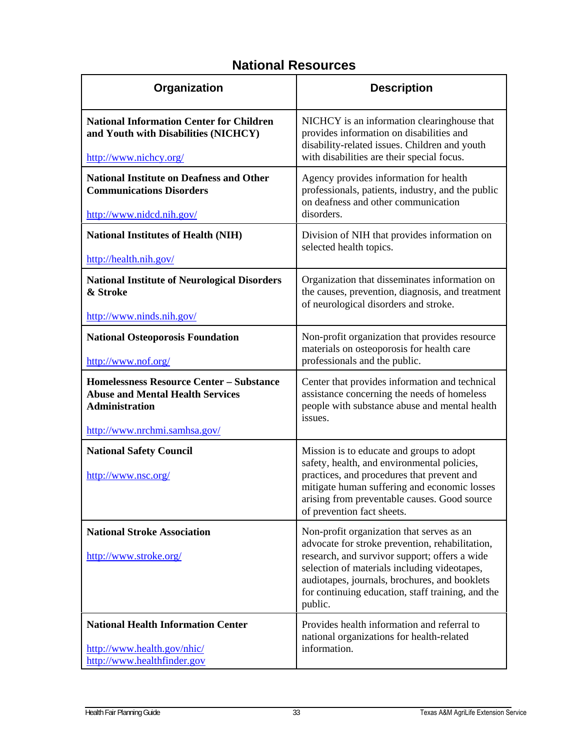## National Resources

| Organization | Description |
|---|---|
| **National Information Center for Children and Youth with Disabilities (NICHCY)**<br><br>http://www.nichcy.org/ | NICHCY is an information clearinghouse that provides information on disabilities and disability-related issues. Children and youth with disabilities are their special focus. |
| **National Institute on Deafness and Other Communications Disorders**<br><br>http://www.nidcd.nih.gov/ | Agency provides information for health professionals, patients, industry, and the public on deafness and other communication disorders. |
| **National Institutes of Health (NIH)**<br><br>http://health.nih.gov/ | Division of NIH that provides information on selected health topics. |
| **National Institute of Neurological Disorders & Stroke**<br><br>http://www.ninds.nih.gov/ | Organization that disseminates information on the causes, prevention, diagnosis, and treatment of neurological disorders and stroke. |
| **National Osteoporosis Foundation**<br><br>http://www.nof.org/ | Non-profit organization that provides resource materials on osteoporosis for health care professionals and the public. |
| **Homelessness Resource Center – Substance Abuse and Mental Health Services Administration**<br><br>http://www.nrchmi.samhsa.gov/ | Center that provides information and technical assistance concerning the needs of homeless people with substance abuse and mental health issues. |
| **National Safety Council**<br><br>http://www.nsc.org/ | Mission is to educate and groups to adopt safety, health, and environmental policies, practices, and procedures that prevent and mitigate human suffering and economic losses arising from preventable causes. Good source of prevention fact sheets. |
| **National Stroke Association**<br><br>http://www.stroke.org/ | Non-profit organization that serves as an advocate for stroke prevention, rehabilitation, research, and survivor support; offers a wide selection of materials including videotapes, audiotapes, journals, brochures, and booklets for continuing education, staff training, and the public. |
| **National Health Information Center**<br><br>http://www.health.gov/nhic/<br>http://www.healthfinder.gov | Provides health information and referral to national organizations for health-related information. |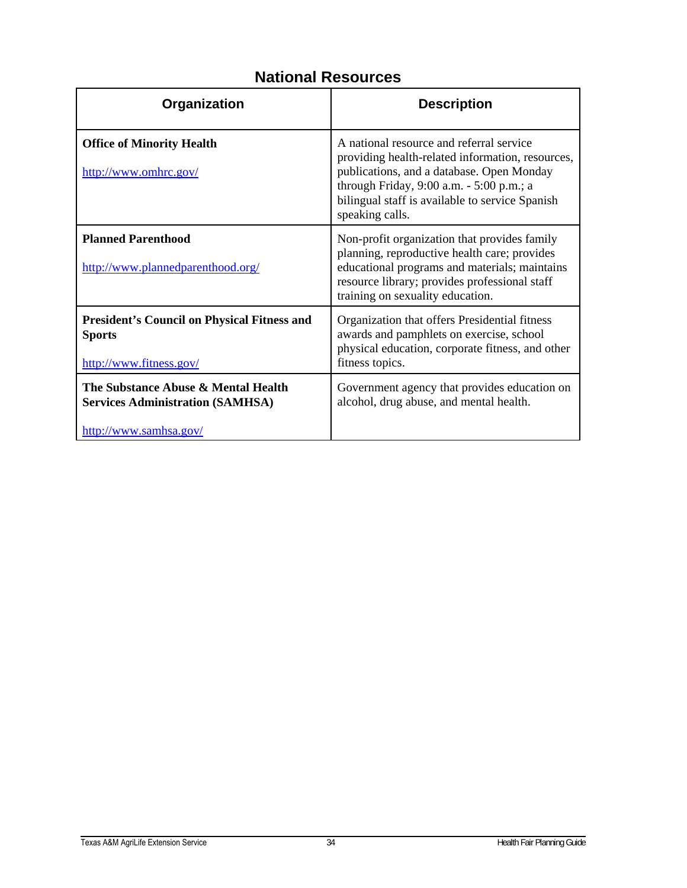## National Resources

| Organization | Description |
|---|---|
| **Office of Minority Health**<br><br>http://www.omhrc.gov/ | A national resource and referral service providing health-related information, resources, publications, and a database. Open Monday through Friday, 9:00 a.m. - 5:00 p.m.; a bilingual staff is available to service Spanish speaking calls. |
| **Planned Parenthood**<br><br>http://www.plannedparenthood.org/ | Non-profit organization that provides family planning, reproductive health care; provides educational programs and materials; maintains resource library; provides professional staff training on sexuality education. |
| **President's Council on Physical Fitness and Sports**<br><br>http://www.fitness.gov/ | Organization that offers Presidential fitness awards and pamphlets on exercise, school physical education, corporate fitness, and other fitness topics. |
| **The Substance Abuse & Mental Health Services Administration (SAMHSA)**<br><br>http://www.samhsa.gov/ | Government agency that provides education on alcohol, drug abuse, and mental health. |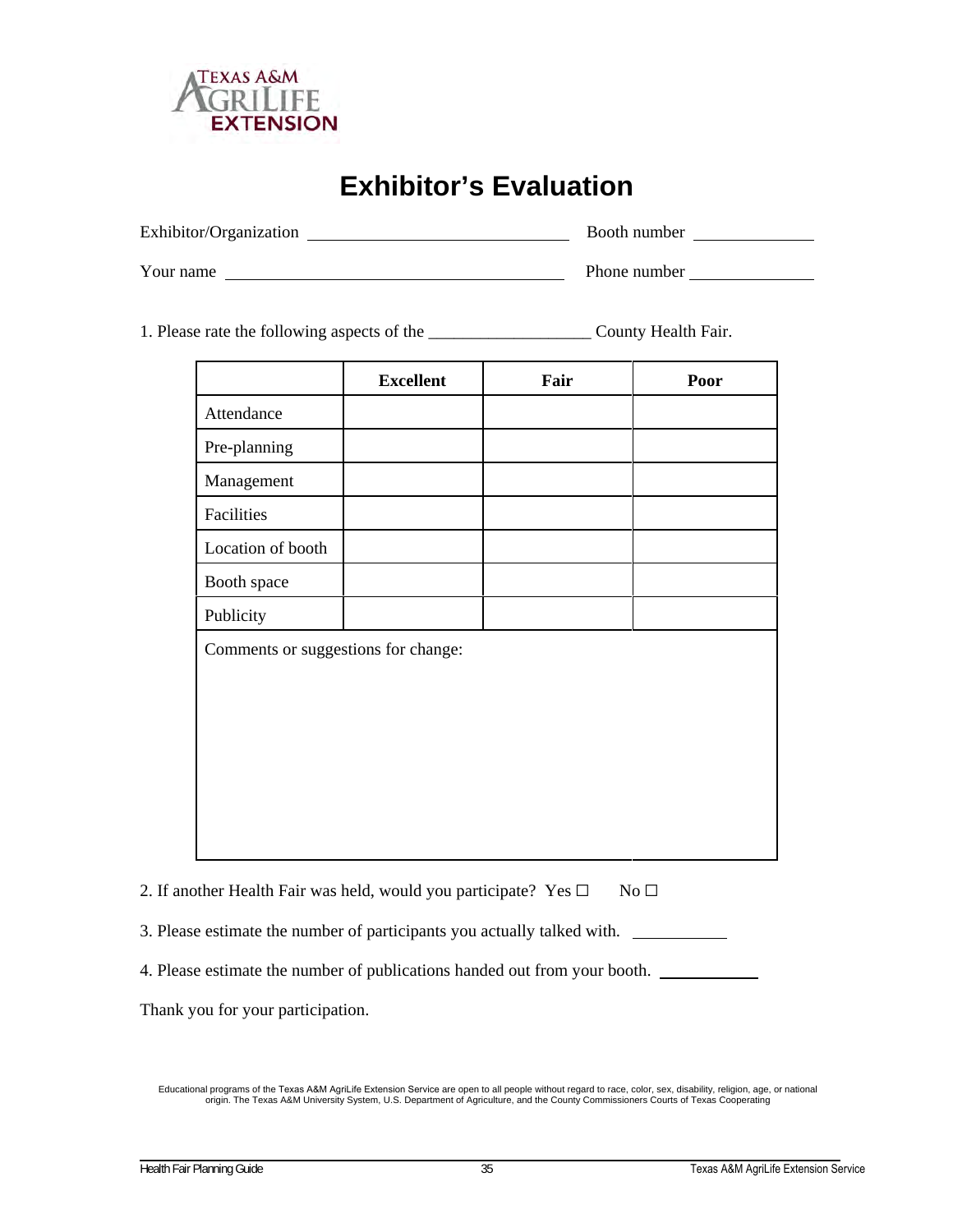TEXAS A&M AGRILIFE EXTENSION

# Exhibitor's Evaluation

Exhibitor/Organization ______________________________ Booth number ______________

Your name ______________________________________ Phone number ______________

1. Please rate the following aspects of the __________________ County Health Fair.

| | Excellent | Fair | Poor |
|---|---|---|---|
| Attendance | | | |
| Pre-planning | | | |
| Management | | | |
| Facilities | | | |
| Location of booth | | | |
| Booth space | | | |
| Publicity | | | |
| Comments or suggestions for change: | | | |

2. If another Health Fair was held, would you participate? Yes ☐ No ☐

3. Please estimate the number of participants you actually talked with. ___________

4. Please estimate the number of publications handed out from your booth. ___________

Thank you for your participation.

Educational programs of the Texas A&M AgriLife Extension Service are open to all people without regard to race, color, sex, disability, religion, age, or national origin. The Texas A&M University System, U.S. Department of Agriculture, and the County Commissioners Courts of Texas Cooperating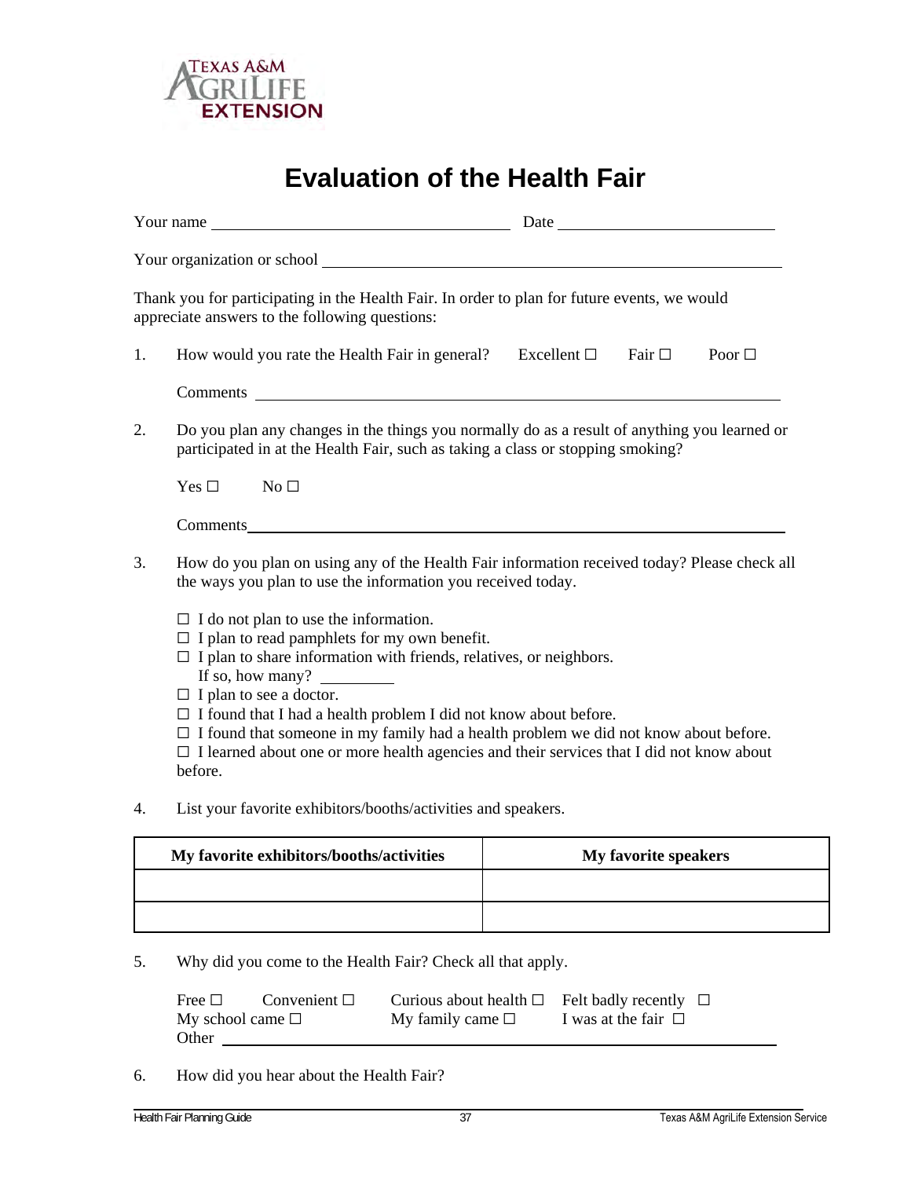# Evaluation of the Health Fair

Your name ______________________________ Date ____________________

Your organization or school ______________________________________________

Thank you for participating in the Health Fair. In order to plan for future events, we would appreciate answers to the following questions:

1. How would you rate the Health Fair in general? Excellent ☐ Fair ☐ Poor ☐

   Comments ______________________________________________

2. Do you plan any changes in the things you normally do as a result of anything you learned or participated in at the Health Fair, such as taking a class or stopping smoking?

   Yes ☐ No ☐

   Comments ______________________________________________

3. How do you plan on using any of the Health Fair information received today? Please check all the ways you plan to use the information you received today.

   ☐ I do not plan to use the information.
   ☐ I plan to read pamphlets for my own benefit.
   ☐ I plan to share information with friends, relatives, or neighbors.
   If so, how many? ________
   ☐ I plan to see a doctor.
   ☐ I found that I had a health problem I did not know about before.
   ☐ I found that someone in my family had a health problem we did not know about before.
   ☐ I learned about one or more health agencies and their services that I did not know about before.

4. List your favorite exhibitors/booths/activities and speakers.

| My favorite exhibitors/booths/activities | My favorite speakers |
|---|---|
| | |
| | |

5. Why did you come to the Health Fair? Check all that apply.

   Free ☐ Convenient ☐ Curious about health ☐ Felt badly recently ☐
   My school came ☐ My family came ☐ I was at the fair ☐
   Other ______________________________________________

6. How did you hear about the Health Fair?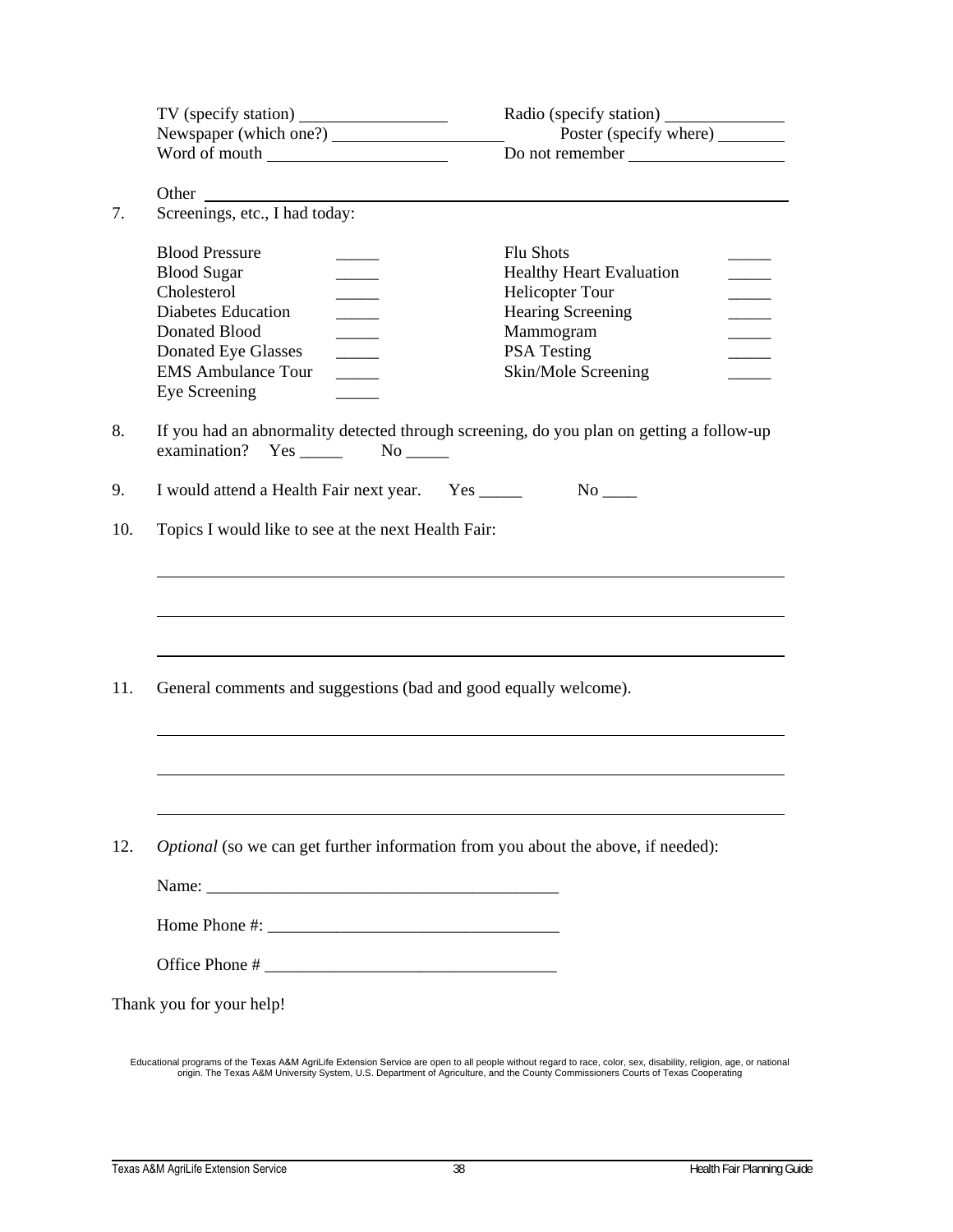TV (specify station) ________________ Radio (specify station) ______________
Newspaper (which one?) ________________ Poster (specify where) ________
Word of mouth ________________ Do not remember ________________

Other ________________________________________________________________

7. Screenings, etc., I had today:

| | | | |
|---|---|---|---|
| Blood Pressure | _____ | Flu Shots | _____ |
| Blood Sugar | _____ | Healthy Heart Evaluation | _____ |
| Cholesterol | _____ | Helicopter Tour | _____ |
| Diabetes Education | _____ | Hearing Screening | _____ |
| Donated Blood | _____ | Mammogram | _____ |
| Donated Eye Glasses | _____ | PSA Testing | _____ |
| EMS Ambulance Tour | _____ | Skin/Mole Screening | _____ |
| Eye Screening | _____ | | |

8. If you had an abnormality detected through screening, do you plan on getting a follow-up examination? Yes _____ No _____

9. I would attend a Health Fair next year. Yes _____ No ____

10. Topics I would like to see at the next Health Fair:

________________________________________________________________

________________________________________________________________

________________________________________________________________

11. General comments and suggestions (bad and good equally welcome).

________________________________________________________________

________________________________________________________________

________________________________________________________________

12. *Optional* (so we can get further information from you about the above, if needed):

Name: ________________________________________

Home Phone #: ________________________________

Office Phone # ________________________________

Thank you for your help!

Educational programs of the Texas A&M AgriLife Extension Service are open to all people without regard to race, color, sex, disability, religion, age, or national origin. The Texas A&M University System, U.S. Department of Agriculture, and the County Commissioners Courts of Texas Cooperating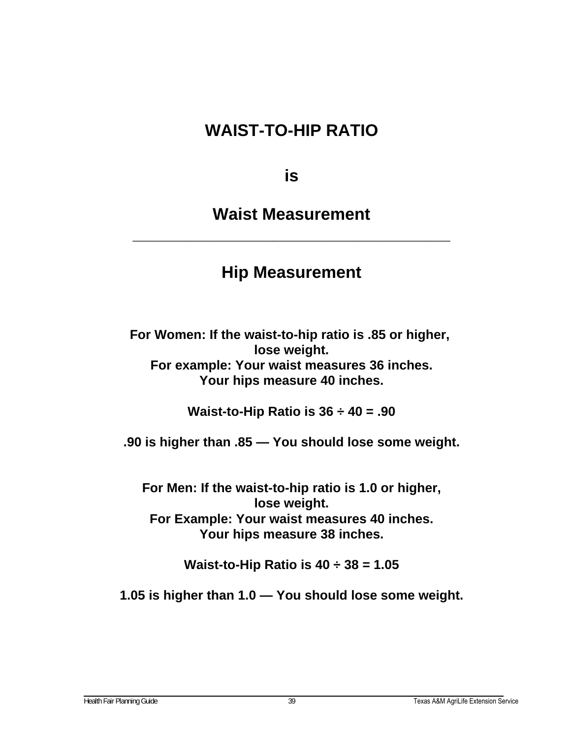# WAIST-TO-HIP RATIO

**is**

$$\text{Waist-to-Hip Ratio} = \frac{\text{Waist Measurement}}{\text{Hip Measurement}}$$

**For Women: If the waist-to-hip ratio is .85 or higher, lose weight.**
**For example: Your waist measures 36 inches.**
**Your hips measure 40 inches.**

**Waist-to-Hip Ratio is 36 ÷ 40 = .90**

**.90 is higher than .85 — You should lose some weight.**

**For Men: If the waist-to-hip ratio is 1.0 or higher, lose weight.**
**For Example: Your waist measures 40 inches.**
**Your hips measure 38 inches.**

**Waist-to-Hip Ratio is 40 ÷ 38 = 1.05**

**1.05 is higher than 1.0 — You should lose some weight.**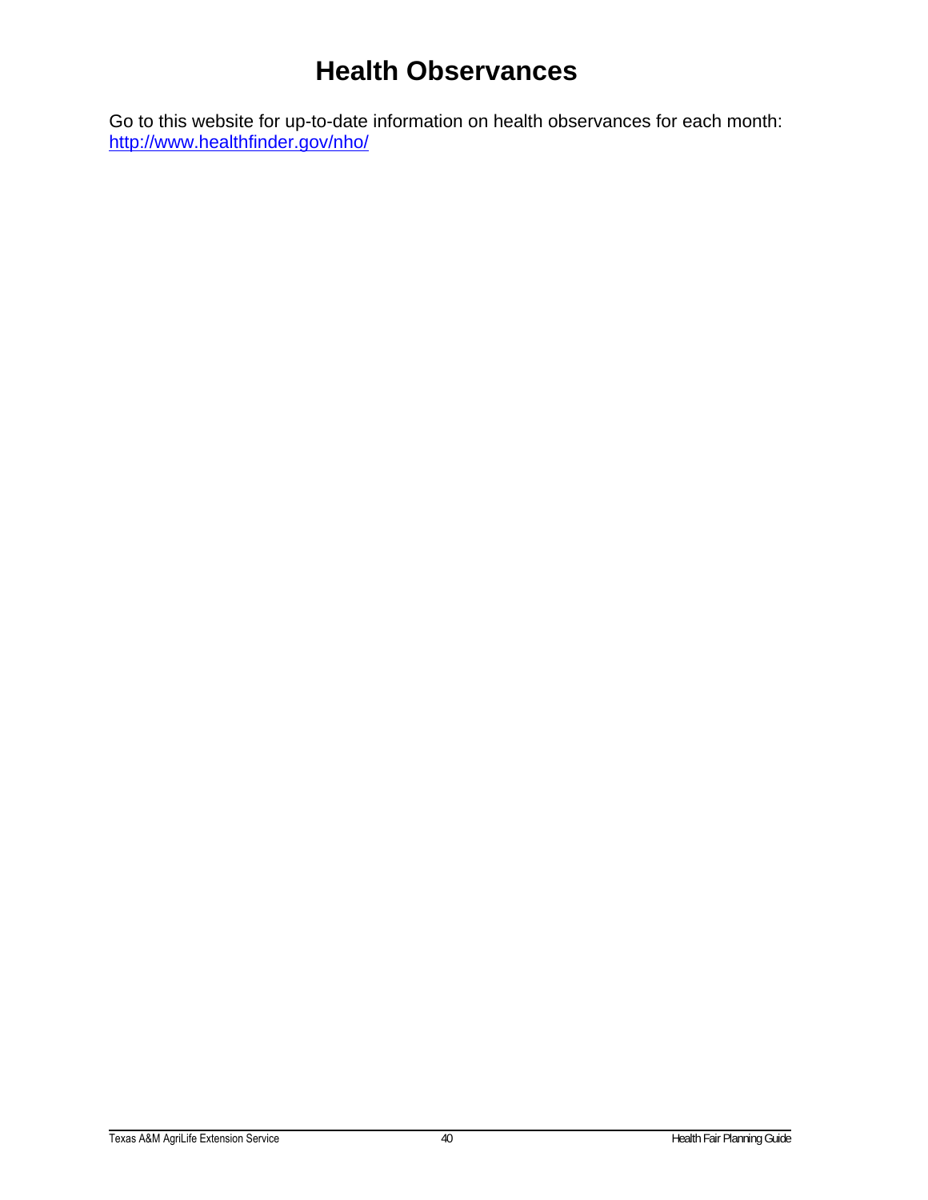# Health Observances

Go to this website for up-to-date information on health observances for each month: http://www.healthfinder.gov/nho/